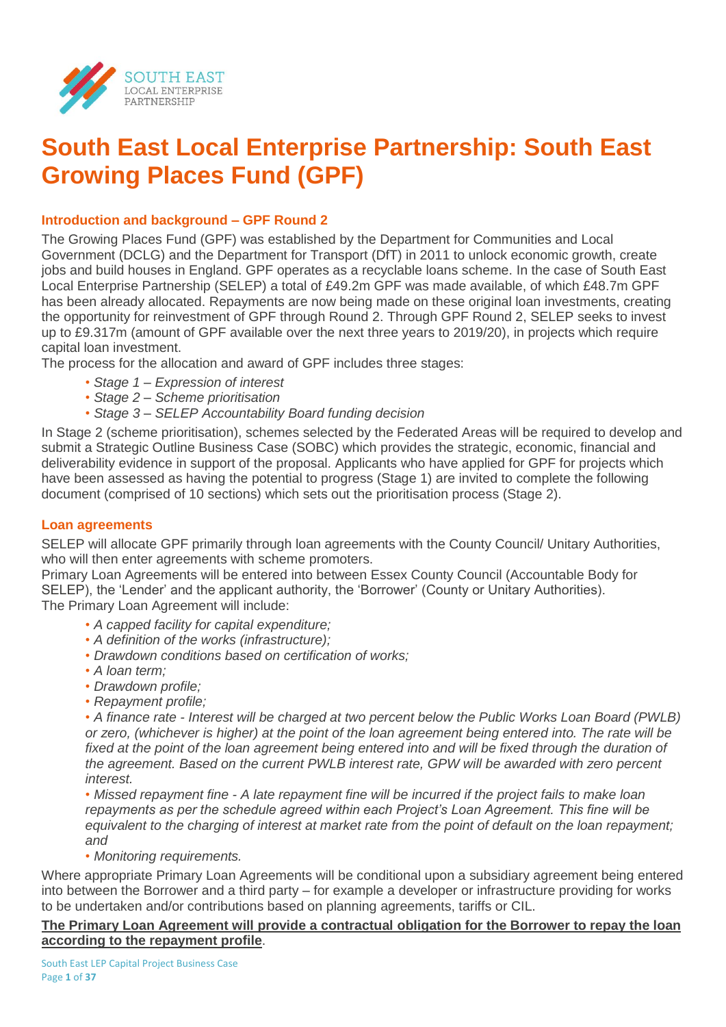# South East Local Enterprise Partnership: South East Growing Places Fund (GPF)

## Introduction and background – GPF Round 2

The Growing Places Fund (GPF) was established by the Department for Communities and Local Government (DCLG) and the Department for Transport (DfT) in 2011 to unlock economic growth, create jobs and build houses in England. GPF operates as a recyclable loans scheme. In the case of South East Local Enterprise Partnership (SELEP) a total of £49.2m GPF was made available, of which £48.7m GPF has been already allocated. Repayments are now being made on these original loan investments, creating the opportunity for reinvestment of GPF through Round 2. Through GPF Round 2, SELEP seeks to invest up to £9.317m (amount of GPF available over the next three years to 2019/20), in projects which require capital loan investment.

The process for the allocation and award of GPF includes three stages:

- *Stage 1 – Expression of interest*
- *Stage 2 – Scheme prioritisation*
- *Stage 3 – SELEP Accountability Board funding decision*

In Stage 2 (scheme prioritisation), schemes selected by the Federated Areas will be required to develop and submit a Strategic Outline Business Case (SOBC) which provides the strategic, economic, financial and deliverability evidence in support of the proposal. Applicants who have applied for GPF for projects which have been assessed as having the potential to progress (Stage 1) are invited to complete the following document (comprised of 10 sections) which sets out the prioritisation process (Stage 2).

## Loan agreements

SELEP will allocate GPF primarily through loan agreements with the County Council/ Unitary Authorities, who will then enter agreements with scheme promoters.

Primary Loan Agreements will be entered into between Essex County Council (Accountable Body for SELEP), the 'Lender' and the applicant authority, the 'Borrower' (County or Unitary Authorities).

The Primary Loan Agreement will include:

- *A capped facility for capital expenditure;*
- *A definition of the works (infrastructure);*
- *Drawdown conditions based on certification of works;*
- *A loan term;*
- *Drawdown profile;*
- *Repayment profile;*
- *A finance rate - Interest will be charged at two percent below the Public Works Loan Board (PWLB) or zero, (whichever is higher) at the point of the loan agreement being entered into. The rate will be fixed at the point of the loan agreement being entered into and will be fixed through the duration of the agreement. Based on the current PWLB interest rate, GPW will be awarded with zero percent interest.*
- *Missed repayment fine - A late repayment fine will be incurred if the project fails to make loan repayments as per the schedule agreed within each Project's Loan Agreement. This fine will be equivalent to the charging of interest at market rate from the point of default on the loan repayment; and*
- *Monitoring requirements.*

Where appropriate Primary Loan Agreements will be conditional upon a subsidiary agreement being entered into between the Borrower and a third party – for example a developer or infrastructure providing for works to be undertaken and/or contributions based on planning agreements, tariffs or CIL.

**The Primary Loan Agreement will provide a contractual obligation for the Borrower to repay the loan according to the repayment profile**.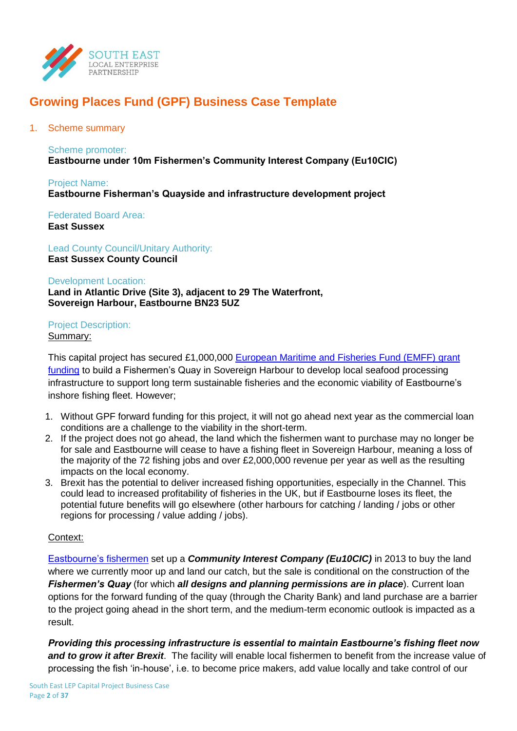# Growing Places Fund (GPF) Business Case Template

## 1. Scheme summary

Scheme promoter:
**Eastbourne under 10m Fishermen's Community Interest Company (Eu10CIC)**

Project Name:
**Eastbourne Fisherman's Quayside and infrastructure development project**

Federated Board Area:
**East Sussex**

Lead County Council/Unitary Authority:
**East Sussex County Council**

Development Location:
**Land in Atlantic Drive (Site 3), adjacent to 29 The Waterfront, Sovereign Harbour, Eastbourne BN23 5UZ**

Project Description:
Summary:

This capital project has secured £1,000,000 European Maritime and Fisheries Fund (EMFF) grant funding to build a Fishermen's Quay in Sovereign Harbour to develop local seafood processing infrastructure to support long term sustainable fisheries and the economic viability of Eastbourne's inshore fishing fleet. However;

1. Without GPF forward funding for this project, it will not go ahead next year as the commercial loan conditions are a challenge to the viability in the short-term.
2. If the project does not go ahead, the land which the fishermen want to purchase may no longer be for sale and Eastbourne will cease to have a fishing fleet in Sovereign Harbour, meaning a loss of the majority of the 72 fishing jobs and over £2,000,000 revenue per year as well as the resulting impacts on the local economy.
3. Brexit has the potential to deliver increased fishing opportunities, especially in the Channel. This could lead to increased profitability of fisheries in the UK, but if Eastbourne loses its fleet, the potential future benefits will go elsewhere (other harbours for catching / landing / jobs or other regions for processing / value adding / jobs).

Context:

Eastbourne's fishermen set up a ***Community Interest Company (Eu10CIC)*** in 2013 to buy the land where we currently moor up and land our catch, but the sale is conditional on the construction of the ***Fishermen's Quay*** (for which ***all designs and planning permissions are in place***). Current loan options for the forward funding of the quay (through the Charity Bank) and land purchase are a barrier to the project going ahead in the short term, and the medium-term economic outlook is impacted as a result.

***Providing this processing infrastructure is essential to maintain Eastbourne's fishing fleet now and to grow it after Brexit***. The facility will enable local fishermen to benefit from the increase value of processing the fish 'in-house', i.e. to become price makers, add value locally and take control of our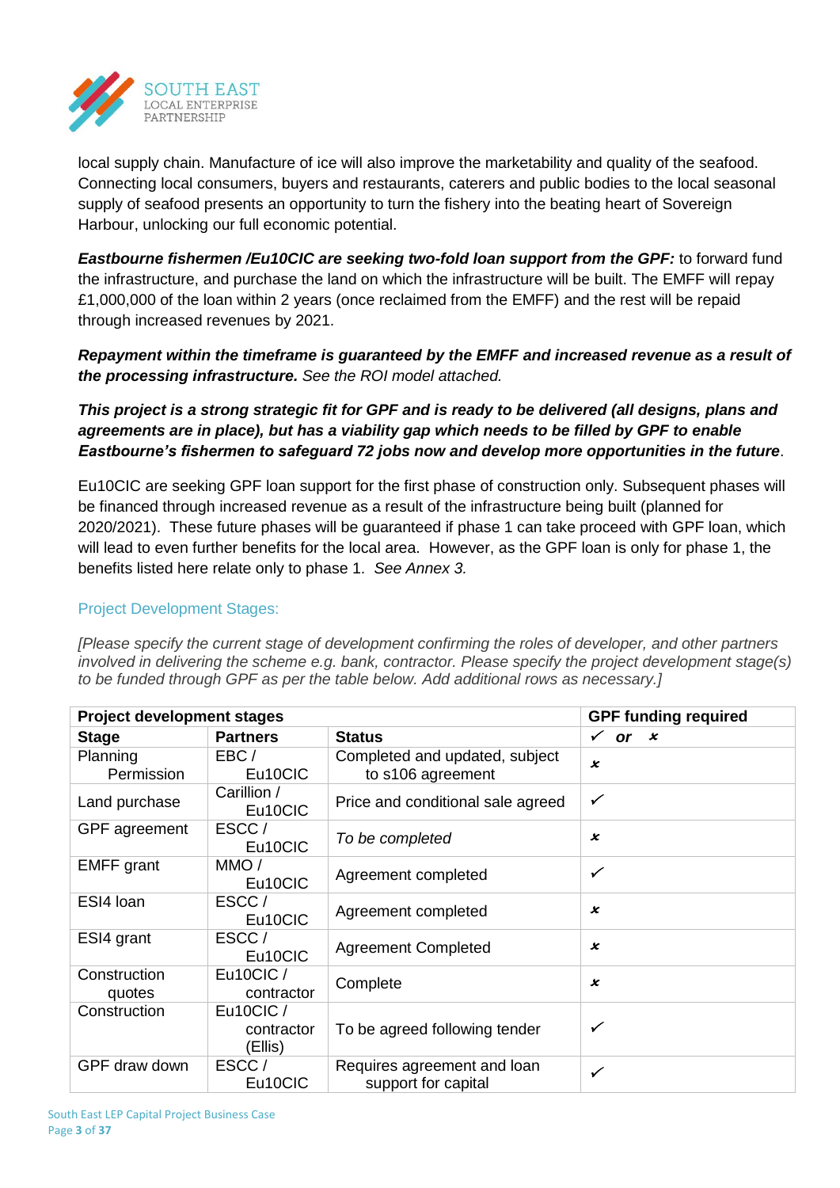local supply chain. Manufacture of ice will also improve the marketability and quality of the seafood. Connecting local consumers, buyers and restaurants, caterers and public bodies to the local seasonal supply of seafood presents an opportunity to turn the fishery into the beating heart of Sovereign Harbour, unlocking our full economic potential.

***Eastbourne fishermen /Eu10CIC are seeking two-fold loan support from the GPF:*** to forward fund the infrastructure, and purchase the land on which the infrastructure will be built. The EMFF will repay £1,000,000 of the loan within 2 years (once reclaimed from the EMFF) and the rest will be repaid through increased revenues by 2021.

***Repayment within the timeframe is guaranteed by the EMFF and increased revenue as a result of the processing infrastructure.*** *See the ROI model attached.*

***This project is a strong strategic fit for GPF and is ready to be delivered (all designs, plans and agreements are in place), but has a viability gap which needs to be filled by GPF to enable Eastbourne's fishermen to safeguard 72 jobs now and develop more opportunities in the future***.

Eu10CIC are seeking GPF loan support for the first phase of construction only. Subsequent phases will be financed through increased revenue as a result of the infrastructure being built (planned for 2020/2021). These future phases will be guaranteed if phase 1 can take proceed with GPF loan, which will lead to even further benefits for the local area. However, as the GPF loan is only for phase 1, the benefits listed here relate only to phase 1. *See Annex 3.*

## Project Development Stages:

*[Please specify the current stage of development confirming the roles of developer, and other partners involved in delivering the scheme e.g. bank, contractor. Please specify the project development stage(s) to be funded through GPF as per the table below. Add additional rows as necessary.]*

| **Project development stages** | | | **GPF funding required** |
|---|---|---|---|
| **Stage** | **Partners** | **Status** | ✓ ***or*** ✗ |
| Planning Permission | EBC / Eu10CIC | Completed and updated, subject to s106 agreement | ✗ |
| Land purchase | Carillion / Eu10CIC | Price and conditional sale agreed | ✓ |
| GPF agreement | ESCC / Eu10CIC | *To be completed* | ✗ |
| EMFF grant | MMO / Eu10CIC | Agreement completed | ✓ |
| ESI4 loan | ESCC / Eu10CIC | Agreement completed | ✗ |
| ESI4 grant | ESCC / Eu10CIC | Agreement Completed | ✗ |
| Construction quotes | Eu10CIC / contractor | Complete | ✗ |
| Construction | Eu10CIC / contractor (Ellis) | To be agreed following tender | ✓ |
| GPF draw down | ESCC / Eu10CIC | Requires agreement and loan support for capital | ✓ |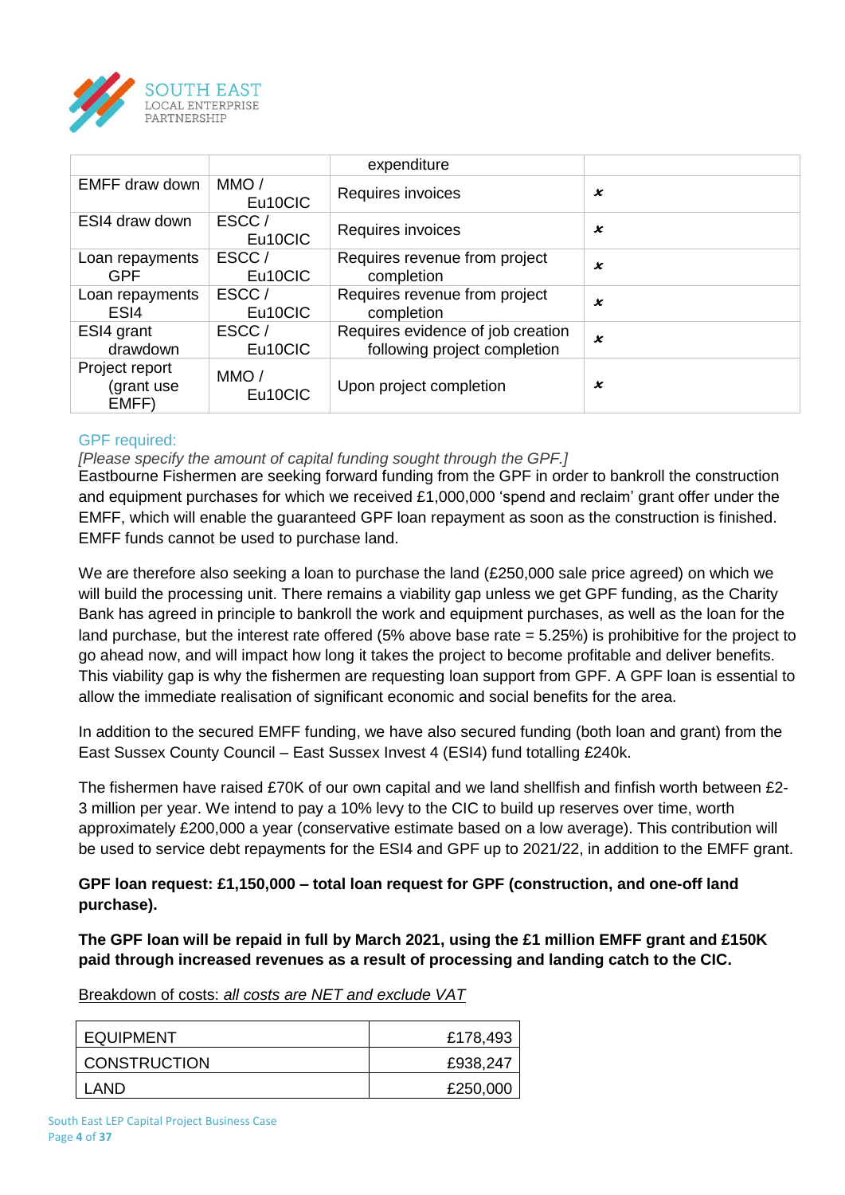| | | expenditure | |
|---|---|---|---|
| EMFF draw down | MMO / Eu10CIC | Requires invoices | ✗ |
| ESI4 draw down | ESCC / Eu10CIC | Requires invoices | ✗ |
| Loan repayments GPF | ESCC / Eu10CIC | Requires revenue from project completion | ✗ |
| Loan repayments ESI4 | ESCC / Eu10CIC | Requires revenue from project completion | ✗ |
| ESI4 grant drawdown | ESCC / Eu10CIC | Requires evidence of job creation following project completion | ✗ |
| Project report (grant use EMFF) | MMO / Eu10CIC | Upon project completion | ✗ |

GPF required:

*[Please specify the amount of capital funding sought through the GPF.]*

Eastbourne Fishermen are seeking forward funding from the GPF in order to bankroll the construction and equipment purchases for which we received £1,000,000 'spend and reclaim' grant offer under the EMFF, which will enable the guaranteed GPF loan repayment as soon as the construction is finished. EMFF funds cannot be used to purchase land.

We are therefore also seeking a loan to purchase the land (£250,000 sale price agreed) on which we will build the processing unit. There remains a viability gap unless we get GPF funding, as the Charity Bank has agreed in principle to bankroll the work and equipment purchases, as well as the loan for the land purchase, but the interest rate offered (5% above base rate = 5.25%) is prohibitive for the project to go ahead now, and will impact how long it takes the project to become profitable and deliver benefits. This viability gap is why the fishermen are requesting loan support from GPF. A GPF loan is essential to allow the immediate realisation of significant economic and social benefits for the area.

In addition to the secured EMFF funding, we have also secured funding (both loan and grant) from the East Sussex County Council – East Sussex Invest 4 (ESI4) fund totalling £240k.

The fishermen have raised £70K of our own capital and we land shellfish and finfish worth between £2-3 million per year. We intend to pay a 10% levy to the CIC to build up reserves over time, worth approximately £200,000 a year (conservative estimate based on a low average). This contribution will be used to service debt repayments for the ESI4 and GPF up to 2021/22, in addition to the EMFF grant.

**GPF loan request: £1,150,000 – total loan request for GPF (construction, and one-off land purchase).**

**The GPF loan will be repaid in full by March 2021, using the £1 million EMFF grant and £150K paid through increased revenues as a result of processing and landing catch to the CIC.**

Breakdown of costs: *all costs are NET and exclude VAT*

| | |
|---|---:|
| EQUIPMENT | £178,493 |
| CONSTRUCTION | £938,247 |
| LAND | £250,000 |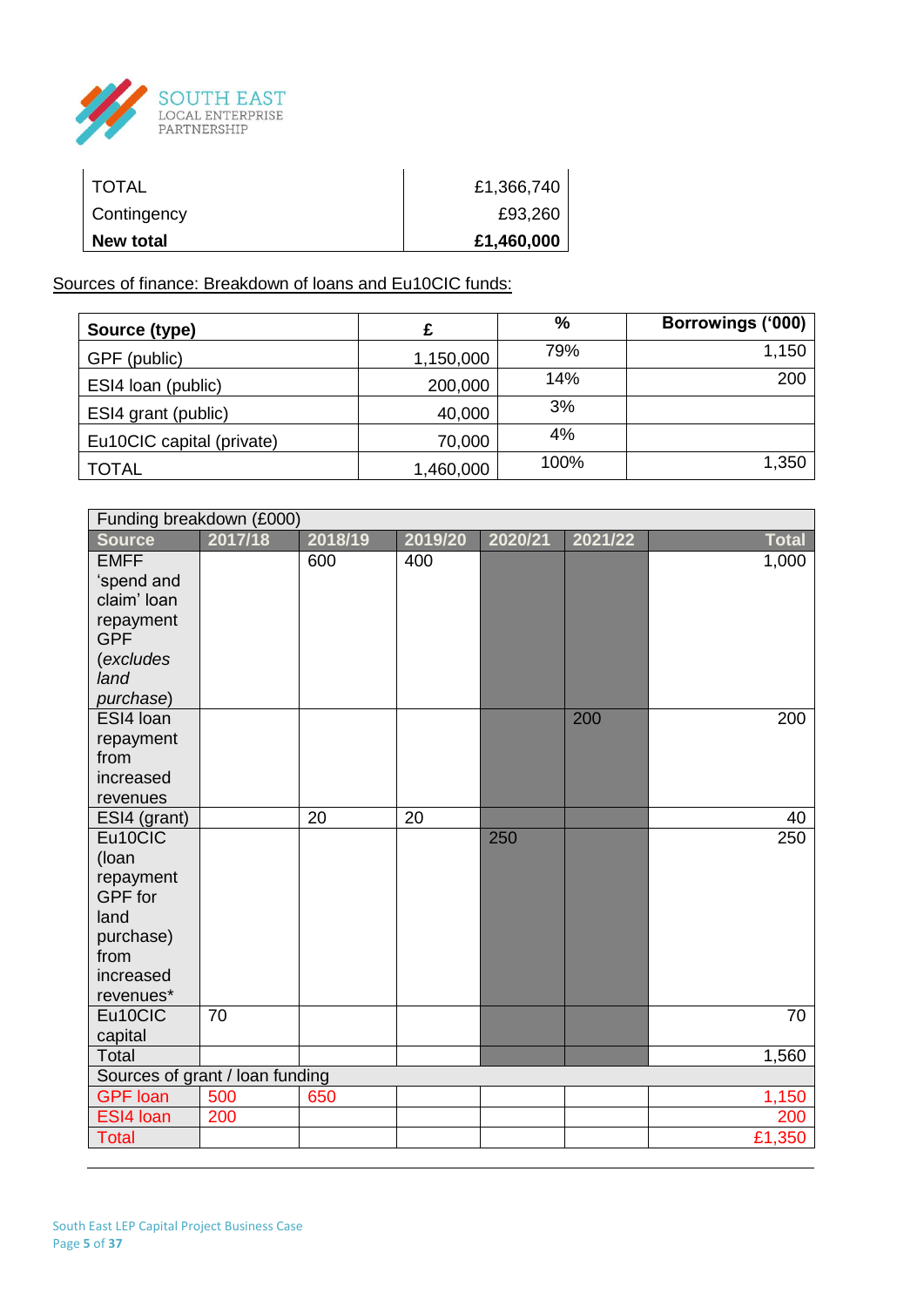| TOTAL | £1,366,740 |
|---|---|
| Contingency | £93,260 |
| **New total** | **£1,460,000** |

Sources of finance: Breakdown of loans and Eu10CIC funds:

| Source (type) | £ | % | Borrowings ('000) |
|---|---|---|---|
| GPF (public) | 1,150,000 | 79% | 1,150 |
| ESI4 loan (public) | 200,000 | 14% | 200 |
| ESI4 grant (public) | 40,000 | 3% | |
| Eu10CIC capital (private) | 70,000 | 4% | |
| TOTAL | 1,460,000 | 100% | 1,350 |

| Funding breakdown (£000) | | | | | | |
|---|---|---|---|---|---|---|
| **Source** | **2017/18** | **2018/19** | **2019/20** | **2020/21** | **2021/22** | **Total** |
| EMFF 'spend and claim' loan repayment GPF (*excludes land purchase*) | | 600 | 400 | | | 1,000 |
| ESI4 loan repayment from increased revenues | | | | | 200 | 200 |
| ESI4 (grant) | | 20 | 20 | | | 40 |
| Eu10CIC (loan repayment GPF for land purchase) from increased revenues* | | | | 250 | | 250 |
| Eu10CIC capital | 70 | | | | | 70 |
| Total | | | | | | 1,560 |
| Sources of grant / loan funding | | | | | | |
| GPF loan | 500 | 650 | | | | 1,150 |
| ESI4 loan | 200 | | | | | 200 |
| Total | | | | | | £1,350 |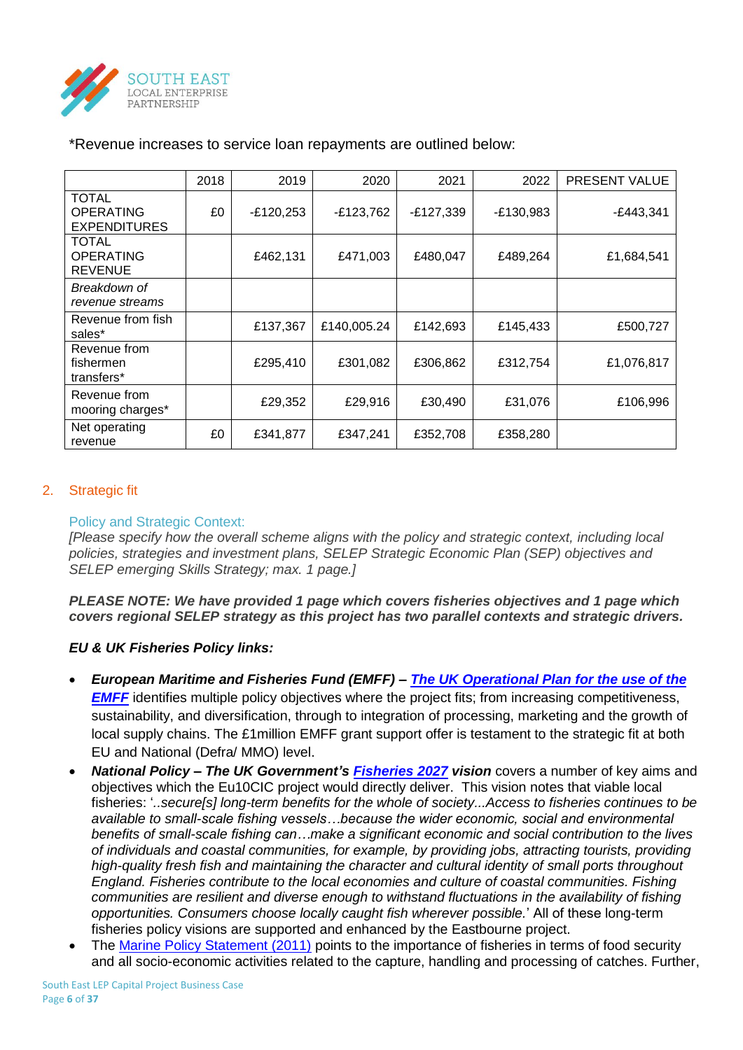*Revenue increases to service loan repayments are outlined below:

| | 2018 | 2019 | 2020 | 2021 | 2022 | PRESENT VALUE |
|---|---|---|---|---|---|---|
| TOTAL OPERATING EXPENDITURES | £0 | -£120,253 | -£123,762 | -£127,339 | -£130,983 | -£443,341 |
| TOTAL OPERATING REVENUE | | £462,131 | £471,003 | £480,047 | £489,264 | £1,684,541 |
| *Breakdown of revenue streams* | | | | | | |
| Revenue from fish sales* | | £137,367 | £140,005.24 | £142,693 | £145,433 | £500,727 |
| Revenue from fishermen transfers* | | £295,410 | £301,082 | £306,862 | £312,754 | £1,076,817 |
| Revenue from mooring charges* | | £29,352 | £29,916 | £30,490 | £31,076 | £106,996 |
| Net operating revenue | £0 | £341,877 | £347,241 | £352,708 | £358,280 | |

## 2. Strategic fit

### Policy and Strategic Context:

*[Please specify how the overall scheme aligns with the policy and strategic context, including local policies, strategies and investment plans, SELEP Strategic Economic Plan (SEP) objectives and SELEP emerging Skills Strategy; max. 1 page.]*

***PLEASE NOTE: We have provided 1 page which covers fisheries objectives and 1 page which covers regional SELEP strategy as this project has two parallel contexts and strategic drivers.***

***EU & UK Fisheries Policy links:***

- ***European Maritime and Fisheries Fund (EMFF) – [The UK Operational Plan for the use of the EMFF](#)*** identifies multiple policy objectives where the project fits; from increasing competitiveness, sustainability, and diversification, through to integration of processing, marketing and the growth of local supply chains. The £1million EMFF grant support offer is testament to the strategic fit at both EU and National (Defra/ MMO) level.
- ***National Policy – The UK Government's [Fisheries 2027](#) vision*** covers a number of key aims and objectives which the Eu10CIC project would directly deliver. This vision notes that viable local fisheries: '*..secure[s] long-term benefits for the whole of society...Access to fisheries continues to be available to small-scale fishing vessels…because the wider economic, social and environmental benefits of small-scale fishing can…make a significant economic and social contribution to the lives of individuals and coastal communities, for example, by providing jobs, attracting tourists, providing high-quality fresh fish and maintaining the character and cultural identity of small ports throughout England. Fisheries contribute to the local economies and culture of coastal communities. Fishing communities are resilient and diverse enough to withstand fluctuations in the availability of fishing opportunities. Consumers choose locally caught fish wherever possible.*' All of these long-term fisheries policy visions are supported and enhanced by the Eastbourne project.
- The [Marine Policy Statement (2011)](#) points to the importance of fisheries in terms of food security and all socio-economic activities related to the capture, handling and processing of catches. Further,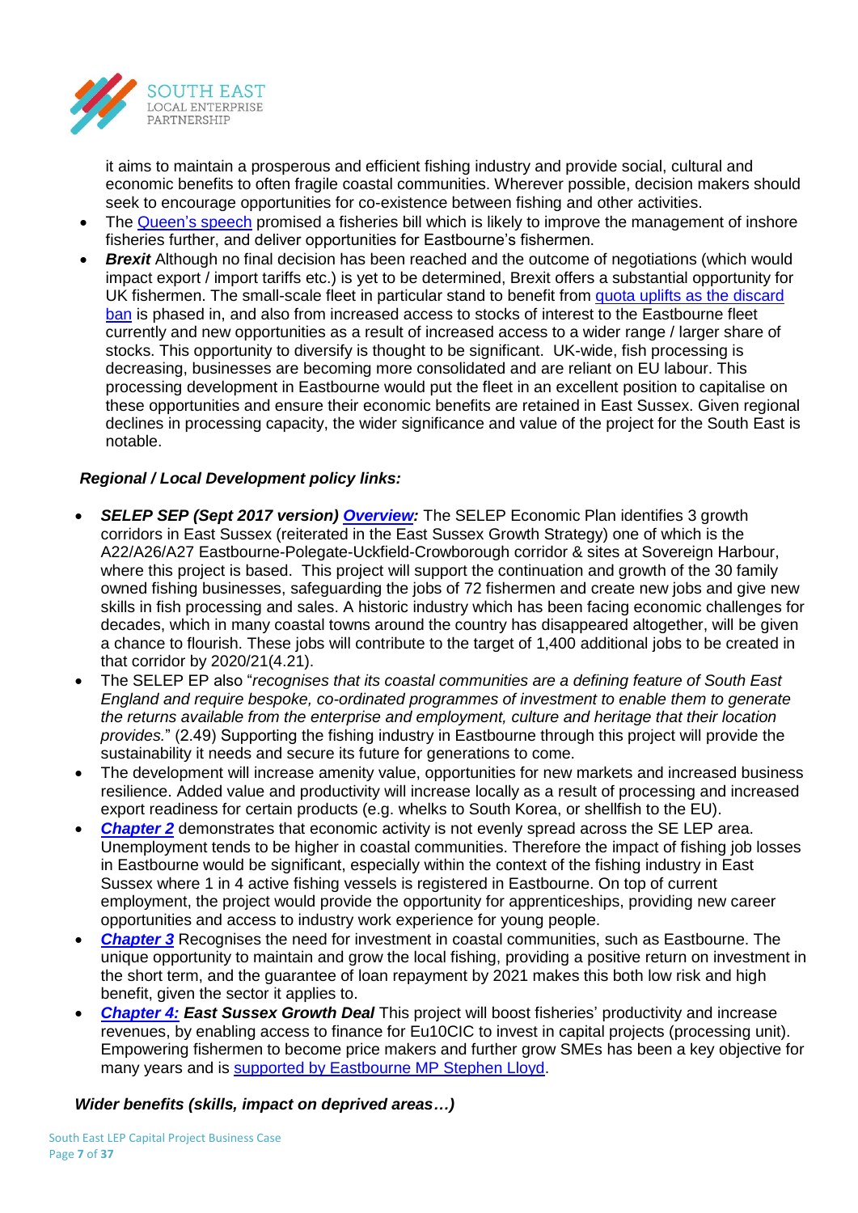it aims to maintain a prosperous and efficient fishing industry and provide social, cultural and economic benefits to often fragile coastal communities. Wherever possible, decision makers should seek to encourage opportunities for co-existence between fishing and other activities.

- The Queen's speech promised a fisheries bill which is likely to improve the management of inshore fisheries further, and deliver opportunities for Eastbourne's fishermen.
- ***Brexit*** Although no final decision has been reached and the outcome of negotiations (which would impact export / import tariffs etc.) is yet to be determined, Brexit offers a substantial opportunity for UK fishermen. The small-scale fleet in particular stand to benefit from quota uplifts as the discard ban is phased in, and also from increased access to stocks of interest to the Eastbourne fleet currently and new opportunities as a result of increased access to a wider range / larger share of stocks. This opportunity to diversify is thought to be significant. UK-wide, fish processing is decreasing, businesses are becoming more consolidated and are reliant on EU labour. This processing development in Eastbourne would put the fleet in an excellent position to capitalise on these opportunities and ensure their economic benefits are retained in East Sussex. Given regional declines in processing capacity, the wider significance and value of the project for the South East is notable.

***Regional / Local Development policy links:***

- ***SELEP SEP (Sept 2017 version) Overview:*** The SELEP Economic Plan identifies 3 growth corridors in East Sussex (reiterated in the East Sussex Growth Strategy) one of which is the A22/A26/A27 Eastbourne-Polegate-Uckfield-Crowborough corridor & sites at Sovereign Harbour, where this project is based. This project will support the continuation and growth of the 30 family owned fishing businesses, safeguarding the jobs of 72 fishermen and create new jobs and give new skills in fish processing and sales. A historic industry which has been facing economic challenges for decades, which in many coastal towns around the country has disappeared altogether, will be given a chance to flourish. These jobs will contribute to the target of 1,400 additional jobs to be created in that corridor by 2020/21(4.21).
- The SELEP EP also "*recognises that its coastal communities are a defining feature of South East England and require bespoke, co-ordinated programmes of investment to enable them to generate the returns available from the enterprise and employment, culture and heritage that their location provides.*" (2.49) Supporting the fishing industry in Eastbourne through this project will provide the sustainability it needs and secure its future for generations to come.
- The development will increase amenity value, opportunities for new markets and increased business resilience. Added value and productivity will increase locally as a result of processing and increased export readiness for certain products (e.g. whelks to South Korea, or shellfish to the EU).
- ***Chapter 2*** demonstrates that economic activity is not evenly spread across the SE LEP area. Unemployment tends to be higher in coastal communities. Therefore the impact of fishing job losses in Eastbourne would be significant, especially within the context of the fishing industry in East Sussex where 1 in 4 active fishing vessels is registered in Eastbourne. On top of current employment, the project would provide the opportunity for apprenticeships, providing new career opportunities and access to industry work experience for young people.
- ***Chapter 3*** Recognises the need for investment in coastal communities, such as Eastbourne. The unique opportunity to maintain and grow the local fishing, providing a positive return on investment in the short term, and the guarantee of loan repayment by 2021 makes this both low risk and high benefit, given the sector it applies to.
- ***Chapter 4: East Sussex Growth Deal*** This project will boost fisheries' productivity and increase revenues, by enabling access to finance for Eu10CIC to invest in capital projects (processing unit). Empowering fishermen to become price makers and further grow SMEs has been a key objective for many years and is supported by Eastbourne MP Stephen Lloyd.

***Wider benefits (skills, impact on deprived areas…)***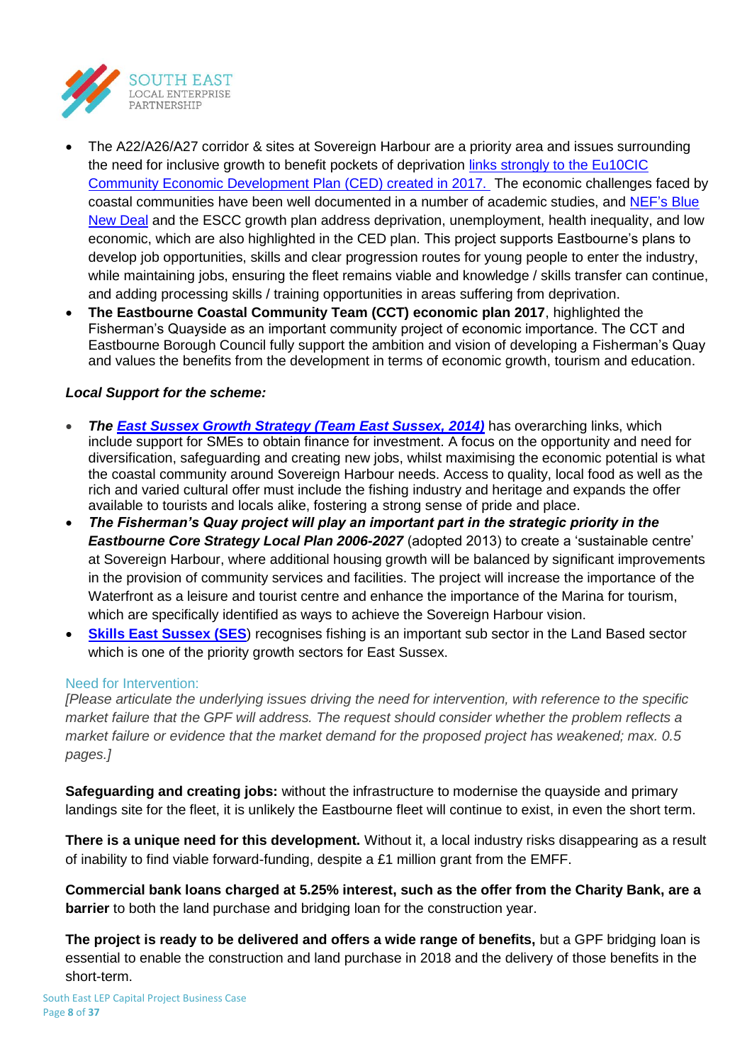- The A22/A26/A27 corridor & sites at Sovereign Harbour are a priority area and issues surrounding the need for inclusive growth to benefit pockets of deprivation links strongly to the Eu10CIC Community Economic Development Plan (CED) created in 2017. The economic challenges faced by coastal communities have been well documented in a number of academic studies, and NEF's Blue New Deal and the ESCC growth plan address deprivation, unemployment, health inequality, and low economic, which are also highlighted in the CED plan. This project supports Eastbourne's plans to develop job opportunities, skills and clear progression routes for young people to enter the industry, while maintaining jobs, ensuring the fleet remains viable and knowledge / skills transfer can continue, and adding processing skills / training opportunities in areas suffering from deprivation.
- **The Eastbourne Coastal Community Team (CCT) economic plan 2017**, highlighted the Fisherman's Quayside as an important community project of economic importance. The CCT and Eastbourne Borough Council fully support the ambition and vision of developing a Fisherman's Quay and values the benefits from the development in terms of economic growth, tourism and education.

***Local Support for the scheme:***

- ***The East Sussex Growth Strategy (Team East Sussex, 2014)*** has overarching links, which include support for SMEs to obtain finance for investment. A focus on the opportunity and need for diversification, safeguarding and creating new jobs, whilst maximising the economic potential is what the coastal community around Sovereign Harbour needs. Access to quality, local food as well as the rich and varied cultural offer must include the fishing industry and heritage and expands the offer available to tourists and locals alike, fostering a strong sense of pride and place.
- ***The Fisherman's Quay project will play an important part in the strategic priority in the Eastbourne Core Strategy Local Plan 2006-2027*** (adopted 2013) to create a 'sustainable centre' at Sovereign Harbour, where additional housing growth will be balanced by significant improvements in the provision of community services and facilities. The project will increase the importance of the Waterfront as a leisure and tourist centre and enhance the importance of the Marina for tourism, which are specifically identified as ways to achieve the Sovereign Harbour vision.
- **Skills East Sussex (SES)** recognises fishing is an important sub sector in the Land Based sector which is one of the priority growth sectors for East Sussex.

### Need for Intervention:

*[Please articulate the underlying issues driving the need for intervention, with reference to the specific market failure that the GPF will address. The request should consider whether the problem reflects a market failure or evidence that the market demand for the proposed project has weakened; max. 0.5 pages.]*

**Safeguarding and creating jobs:** without the infrastructure to modernise the quayside and primary landings site for the fleet, it is unlikely the Eastbourne fleet will continue to exist, in even the short term.

**There is a unique need for this development.** Without it, a local industry risks disappearing as a result of inability to find viable forward-funding, despite a £1 million grant from the EMFF.

**Commercial bank loans charged at 5.25% interest, such as the offer from the Charity Bank, are a barrier** to both the land purchase and bridging loan for the construction year.

**The project is ready to be delivered and offers a wide range of benefits,** but a GPF bridging loan is essential to enable the construction and land purchase in 2018 and the delivery of those benefits in the short-term.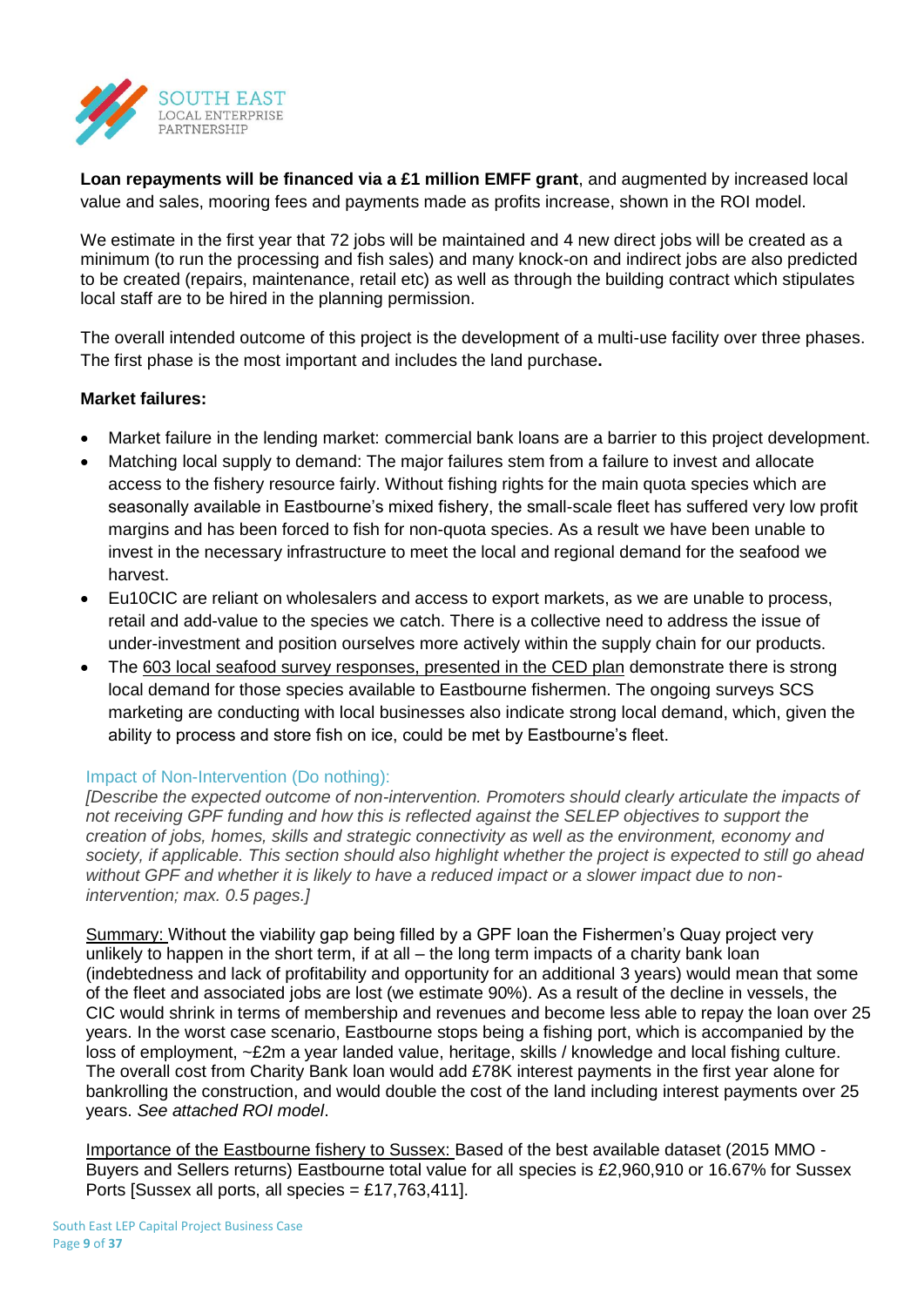**Loan repayments will be financed via a £1 million EMFF grant**, and augmented by increased local value and sales, mooring fees and payments made as profits increase, shown in the ROI model.

We estimate in the first year that 72 jobs will be maintained and 4 new direct jobs will be created as a minimum (to run the processing and fish sales) and many knock-on and indirect jobs are also predicted to be created (repairs, maintenance, retail etc) as well as through the building contract which stipulates local staff are to be hired in the planning permission.

The overall intended outcome of this project is the development of a multi-use facility over three phases. The first phase is the most important and includes the land purchase**.**

**Market failures:**

- Market failure in the lending market: commercial bank loans are a barrier to this project development.
- Matching local supply to demand: The major failures stem from a failure to invest and allocate access to the fishery resource fairly. Without fishing rights for the main quota species which are seasonally available in Eastbourne's mixed fishery, the small-scale fleet has suffered very low profit margins and has been forced to fish for non-quota species. As a result we have been unable to invest in the necessary infrastructure to meet the local and regional demand for the seafood we harvest.
- Eu10CIC are reliant on wholesalers and access to export markets, as we are unable to process, retail and add-value to the species we catch. There is a collective need to address the issue of under-investment and position ourselves more actively within the supply chain for our products.
- The 603 local seafood survey responses, presented in the CED plan demonstrate there is strong local demand for those species available to Eastbourne fishermen. The ongoing surveys SCS marketing are conducting with local businesses also indicate strong local demand, which, given the ability to process and store fish on ice, could be met by Eastbourne's fleet.

### Impact of Non-Intervention (Do nothing):

*[Describe the expected outcome of non-intervention. Promoters should clearly articulate the impacts of not receiving GPF funding and how this is reflected against the SELEP objectives to support the creation of jobs, homes, skills and strategic connectivity as well as the environment, economy and society, if applicable. This section should also highlight whether the project is expected to still go ahead without GPF and whether it is likely to have a reduced impact or a slower impact due to non-intervention; max. 0.5 pages.]*

Summary: Without the viability gap being filled by a GPF loan the Fishermen's Quay project very unlikely to happen in the short term, if at all – the long term impacts of a charity bank loan (indebtedness and lack of profitability and opportunity for an additional 3 years) would mean that some of the fleet and associated jobs are lost (we estimate 90%). As a result of the decline in vessels, the CIC would shrink in terms of membership and revenues and become less able to repay the loan over 25 years. In the worst case scenario, Eastbourne stops being a fishing port, which is accompanied by the loss of employment, ~£2m a year landed value, heritage, skills / knowledge and local fishing culture. The overall cost from Charity Bank loan would add £78K interest payments in the first year alone for bankrolling the construction, and would double the cost of the land including interest payments over 25 years. *See attached ROI model*.

Importance of the Eastbourne fishery to Sussex: Based of the best available dataset (2015 MMO - Buyers and Sellers returns) Eastbourne total value for all species is £2,960,910 or 16.67% for Sussex Ports [Sussex all ports, all species = £17,763,411].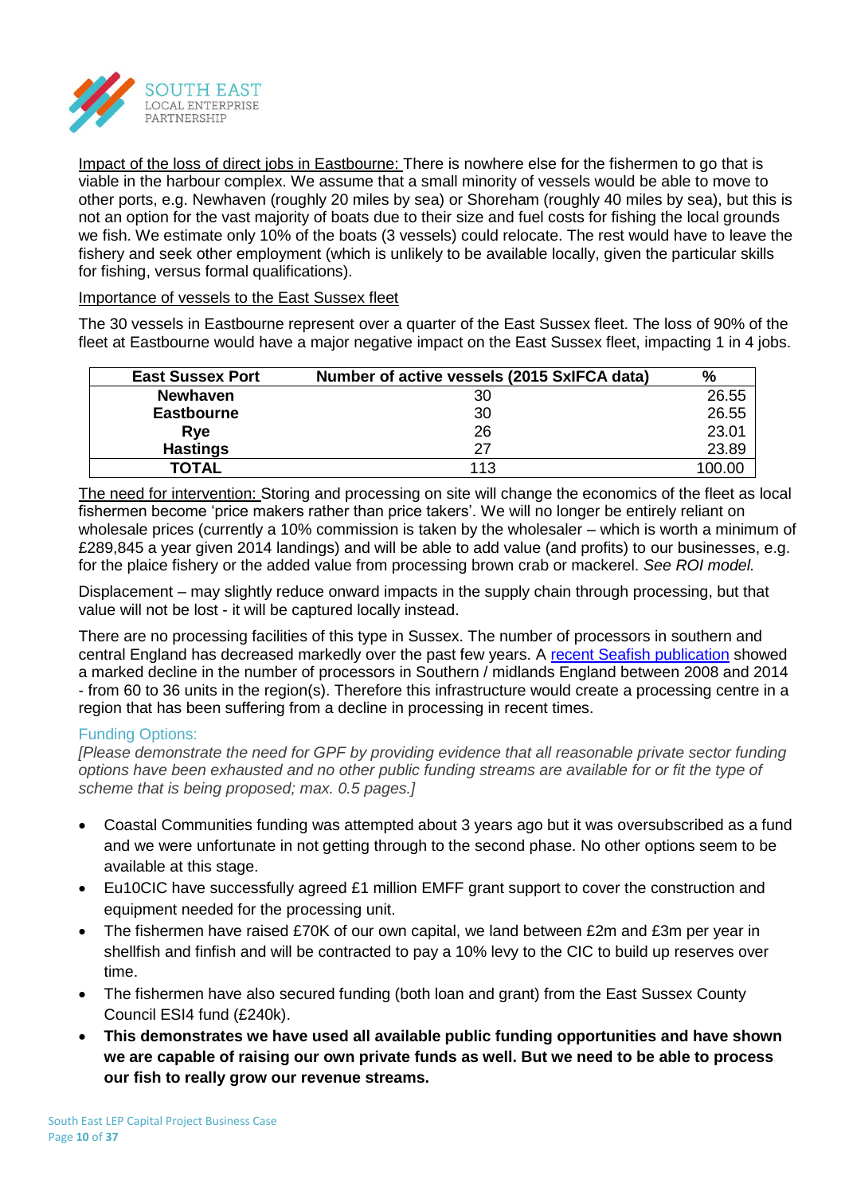Impact of the loss of direct jobs in Eastbourne: There is nowhere else for the fishermen to go that is viable in the harbour complex. We assume that a small minority of vessels would be able to move to other ports, e.g. Newhaven (roughly 20 miles by sea) or Shoreham (roughly 40 miles by sea), but this is not an option for the vast majority of boats due to their size and fuel costs for fishing the local grounds we fish. We estimate only 10% of the boats (3 vessels) could relocate. The rest would have to leave the fishery and seek other employment (which is unlikely to be available locally, given the particular skills for fishing, versus formal qualifications).

Importance of vessels to the East Sussex fleet

The 30 vessels in Eastbourne represent over a quarter of the East Sussex fleet. The loss of 90% of the fleet at Eastbourne would have a major negative impact on the East Sussex fleet, impacting 1 in 4 jobs.

| East Sussex Port | Number of active vessels (2015 SxIFCA data) | % |
|---|---|---|
| **Newhaven** | 30 | 26.55 |
| **Eastbourne** | 30 | 26.55 |
| **Rye** | 26 | 23.01 |
| **Hastings** | 27 | 23.89 |
| **TOTAL** | 113 | 100.00 |

The need for intervention: Storing and processing on site will change the economics of the fleet as local fishermen become 'price makers rather than price takers'. We will no longer be entirely reliant on wholesale prices (currently a 10% commission is taken by the wholesaler – which is worth a minimum of £289,845 a year given 2014 landings) and will be able to add value (and profits) to our businesses, e.g. for the plaice fishery or the added value from processing brown crab or mackerel. *See ROI model.*

Displacement – may slightly reduce onward impacts in the supply chain through processing, but that value will not be lost - it will be captured locally instead.

There are no processing facilities of this type in Sussex. The number of processors in southern and central England has decreased markedly over the past few years. A recent Seafish publication showed a marked decline in the number of processors in Southern / midlands England between 2008 and 2014 - from 60 to 36 units in the region(s). Therefore this infrastructure would create a processing centre in a region that has been suffering from a decline in processing in recent times.

## Funding Options:

*[Please demonstrate the need for GPF by providing evidence that all reasonable private sector funding options have been exhausted and no other public funding streams are available for or fit the type of scheme that is being proposed; max. 0.5 pages.]*

- Coastal Communities funding was attempted about 3 years ago but it was oversubscribed as a fund and we were unfortunate in not getting through to the second phase. No other options seem to be available at this stage.
- Eu10CIC have successfully agreed £1 million EMFF grant support to cover the construction and equipment needed for the processing unit.
- The fishermen have raised £70K of our own capital, we land between £2m and £3m per year in shellfish and finfish and will be contracted to pay a 10% levy to the CIC to build up reserves over time.
- The fishermen have also secured funding (both loan and grant) from the East Sussex County Council ESI4 fund (£240k).
- **This demonstrates we have used all available public funding opportunities and have shown we are capable of raising our own private funds as well. But we need to be able to process our fish to really grow our revenue streams.**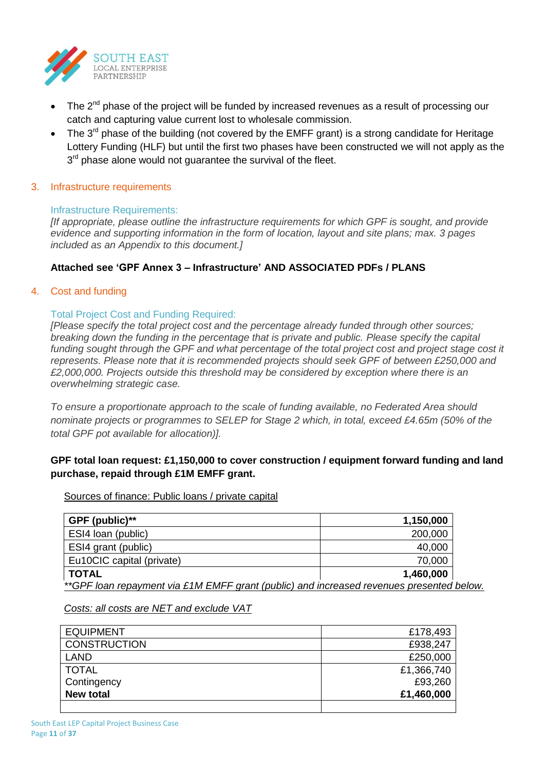- The 2nd phase of the project will be funded by increased revenues as a result of processing our catch and capturing value current lost to wholesale commission.
- The 3rd phase of the building (not covered by the EMFF grant) is a strong candidate for Heritage Lottery Funding (HLF) but until the first two phases have been constructed we will not apply as the 3rd phase alone would not guarantee the survival of the fleet.

## 3. Infrastructure requirements

### Infrastructure Requirements:

*[If appropriate, please outline the infrastructure requirements for which GPF is sought, and provide evidence and supporting information in the form of location, layout and site plans; max. 3 pages included as an Appendix to this document.]*

**Attached see 'GPF Annex 3 – Infrastructure' AND ASSOCIATED PDFs / PLANS**

## 4. Cost and funding

### Total Project Cost and Funding Required:

*[Please specify the total project cost and the percentage already funded through other sources; breaking down the funding in the percentage that is private and public. Please specify the capital funding sought through the GPF and what percentage of the total project cost and project stage cost it represents. Please note that it is recommended projects should seek GPF of between £250,000 and £2,000,000. Projects outside this threshold may be considered by exception where there is an overwhelming strategic case.*

*To ensure a proportionate approach to the scale of funding available, no Federated Area should nominate projects or programmes to SELEP for Stage 2 which, in total, exceed £4.65m (50% of the total GPF pot available for allocation)].*

**GPF total loan request: £1,150,000 to cover construction / equipment forward funding and land purchase, repaid through £1M EMFF grant.**

Sources of finance: Public loans / private capital

| **GPF (public)**** | **1,150,000** |
|---|---|
| ESI4 loan (public) | 200,000 |
| ESI4 grant (public) | 40,000 |
| Eu10CIC capital (private) | 70,000 |
| **TOTAL** | **1,460,000** |

*GPF loan repayment via £1M EMFF grant (public) and increased revenues presented below.*

*Costs: all costs are NET and exclude VAT*

| EQUIPMENT | £178,493 |
|---|---|
| CONSTRUCTION | £938,247 |
| LAND | £250,000 |
| TOTAL | £1,366,740 |
| Contingency | £93,260 |
| **New total** | **£1,460,000** |
| | |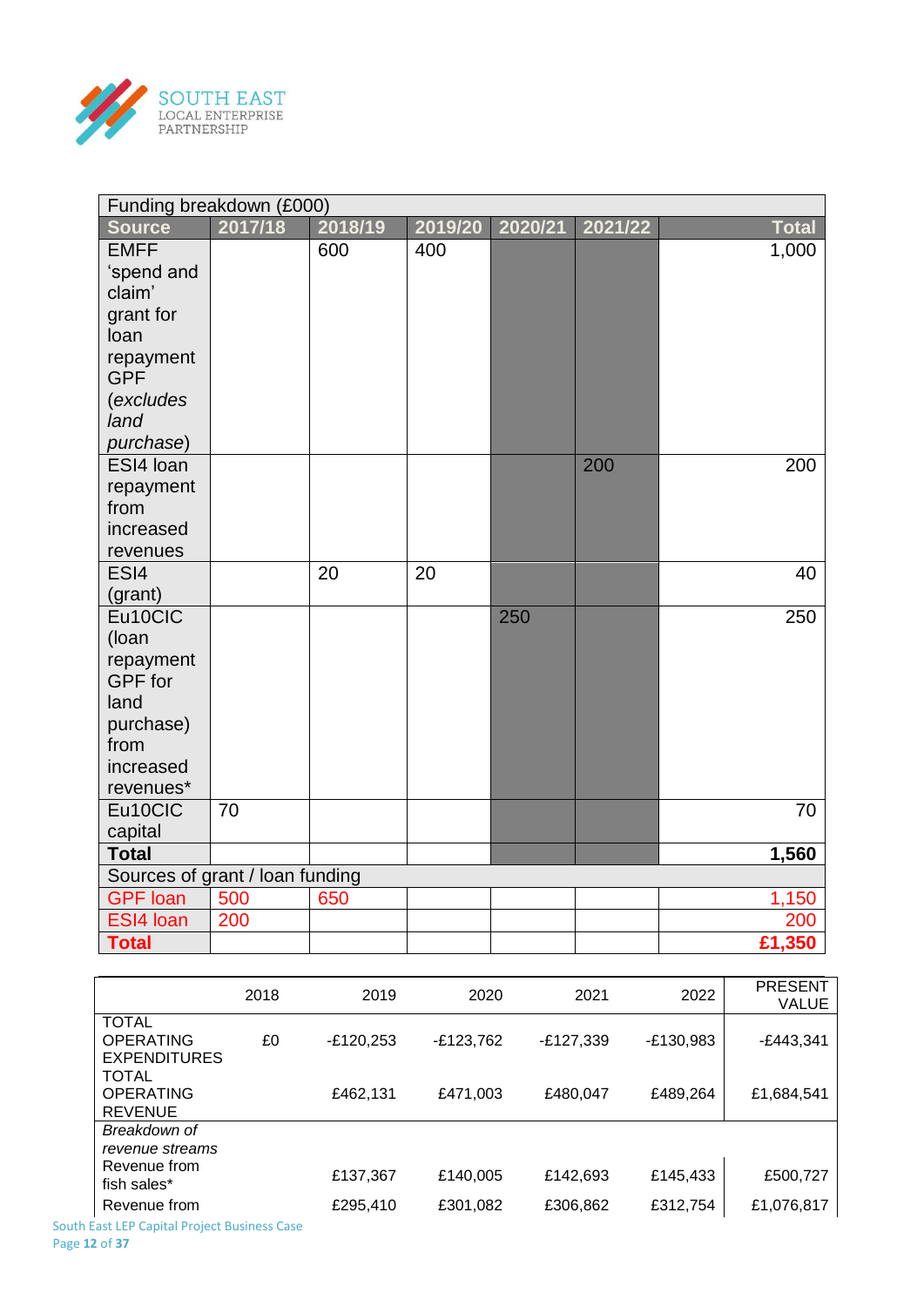| Funding breakdown (£000) | | | | | | |
|---|---|---|---|---|---|---|
| **Source** | **2017/18** | **2018/19** | **2019/20** | **2020/21** | **2021/22** | **Total** |
| EMFF 'spend and claim' grant for loan repayment GPF (*excludes land purchase*) | | 600 | 400 | | | 1,000 |
| ESI4 loan repayment from increased revenues | | | | | 200 | 200 |
| ESI4 (grant) | | 20 | 20 | | | 40 |
| Eu10CIC (loan repayment GPF for land purchase) from increased revenues* | | | | 250 | | 250 |
| Eu10CIC capital | 70 | | | | | 70 |
| **Total** | | | | | | **1,560** |
| Sources of grant / loan funding | | | | | | |
| GPF loan | 500 | 650 | | | | 1,150 |
| ESI4 loan | 200 | | | | | 200 |
| **Total** | | | | | | **£1,350** |

| | 2018 | 2019 | 2020 | 2021 | 2022 | PRESENT VALUE |
|---|---|---|---|---|---|---|
| TOTAL OPERATING EXPENDITURES | £0 | -£120,253 | -£123,762 | -£127,339 | -£130,983 | -£443,341 |
| TOTAL OPERATING REVENUE | | £462,131 | £471,003 | £480,047 | £489,264 | £1,684,541 |
| *Breakdown of revenue streams* | | | | | | |
| Revenue from fish sales* | | £137,367 | £140,005 | £142,693 | £145,433 | £500,727 |
| Revenue from | | £295,410 | £301,082 | £306,862 | £312,754 | £1,076,817 |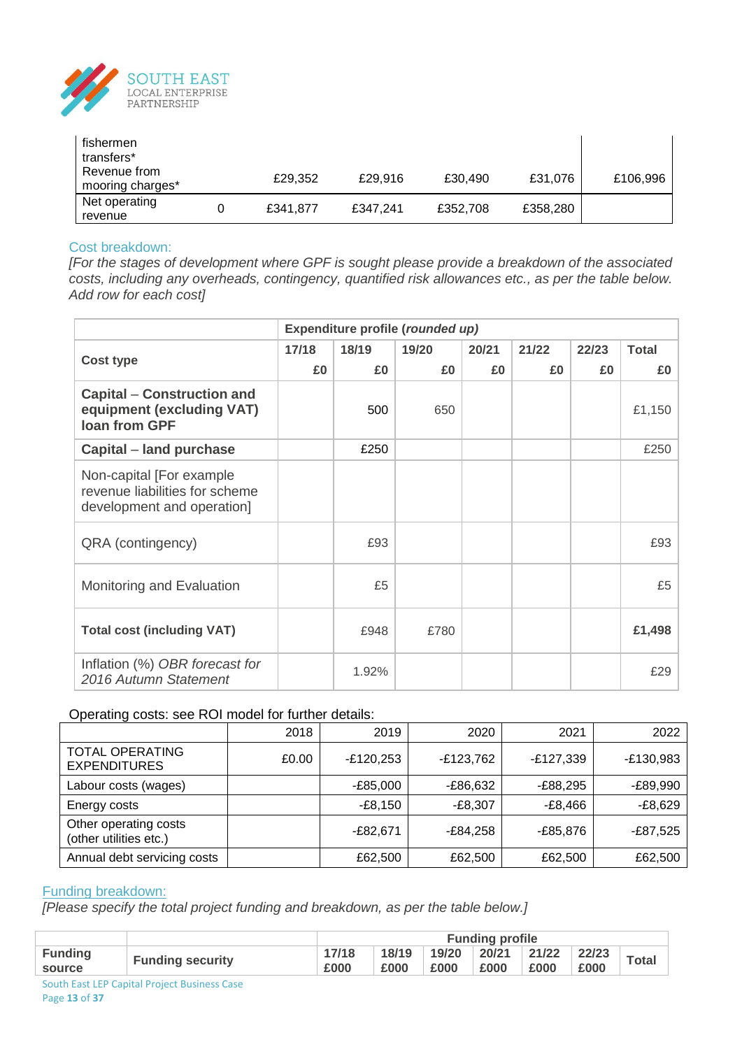| fishermen transfers* Revenue from mooring charges* | | £29,352 | £29,916 | £30,490 | £31,076 | £106,996 |
|---|---|---|---|---|---|---|
| Net operating revenue | 0 | £341,877 | £347,241 | £352,708 | £358,280 | |

Cost breakdown:

*[For the stages of development where GPF is sought please provide a breakdown of the associated costs, including any overheads, contingency, quantified risk allowances etc., as per the table below. Add row for each cost]*

| Cost type | Expenditure profile (*rounded up*) | | | | | | |
|---|---|---|---|---|---|---|---|
| | 17/18 £0 | 18/19 £0 | 19/20 £0 | 20/21 £0 | 21/22 £0 | 22/23 £0 | Total £0 |
| **Capital – Construction and equipment (excluding VAT) loan from GPF** | | 500 | 650 | | | | £1,150 |
| **Capital – land purchase** | | £250 | | | | | £250 |
| Non-capital [For example revenue liabilities for scheme development and operation] | | | | | | | |
| QRA (contingency) | | £93 | | | | | £93 |
| Monitoring and Evaluation | | £5 | | | | | £5 |
| **Total cost (including VAT)** | | £948 | £780 | | | | **£1,498** |
| Inflation (%) *OBR forecast for 2016 Autumn Statement* | | 1.92% | | | | | £29 |

Operating costs: see ROI model for further details:

| | 2018 | 2019 | 2020 | 2021 | 2022 |
|---|---|---|---|---|---|
| TOTAL OPERATING EXPENDITURES | £0.00 | -£120,253 | -£123,762 | -£127,339 | -£130,983 |
| Labour costs (wages) | | -£85,000 | -£86,632 | -£88,295 | -£89,990 |
| Energy costs | | -£8,150 | -£8,307 | -£8,466 | -£8,629 |
| Other operating costs (other utilities etc.) | | -£82,671 | -£84,258 | -£85,876 | -£87,525 |
| Annual debt servicing costs | | £62,500 | £62,500 | £62,500 | £62,500 |

Funding breakdown:

*[Please specify the total project funding and breakdown, as per the table below.]*

| | | Funding profile | | | | | | |
|---|---|---|---|---|---|---|---|---|
| **Funding source** | **Funding security** | **17/18 £000** | **18/19 £000** | **19/20 £000** | **20/21 £000** | **21/22 £000** | **22/23 £000** | **Total** |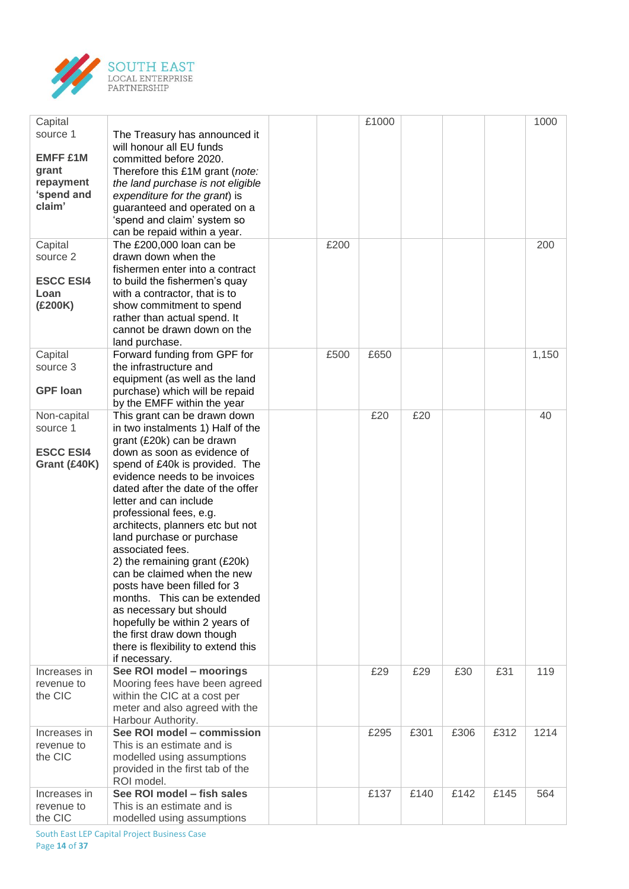| | | | | | | | | |
|---|---|---|---|---|---|---|---|---|
| Capital source 1<br><br>**EMFF £1M grant repayment 'spend and claim'** | The Treasury has announced it will honour all EU funds committed before 2020. Therefore this £1M grant (*note: the land purchase is not eligible expenditure for the grant*) is guaranteed and operated on a 'spend and claim' system so can be repaid within a year. | | | £1000 | | | | 1000 |
| Capital source 2<br><br>**ESCC ESI4 Loan (£200K)** | The £200,000 loan can be drawn down when the fishermen enter into a contract to build the fishermen's quay with a contractor, that is to show commitment to spend rather than actual spend. It cannot be drawn down on the land purchase. | | £200 | | | | | 200 |
| Capital source 3<br><br>**GPF loan** | Forward funding from GPF for the infrastructure and equipment (as well as the land purchase) which will be repaid by the EMFF within the year | | £500 | £650 | | | | 1,150 |
| Non-capital source 1<br><br>**ESCC ESI4 Grant (£40K)** | This grant can be drawn down in two instalments 1) Half of the grant (£20k) can be drawn down as soon as evidence of spend of £40k is provided. The evidence needs to be invoices dated after the date of the offer letter and can include professional fees, e.g. architects, planners etc but not land purchase or purchase associated fees.<br>2) the remaining grant (£20k) can be claimed when the new posts have been filled for 3 months. This can be extended as necessary but should hopefully be within 2 years of the first draw down though there is flexibility to extend this if necessary. | | | £20 | £20 | | | 40 |
| Increases in revenue to the CIC | **See ROI model – moorings**<br>Mooring fees have been agreed within the CIC at a cost per meter and also agreed with the Harbour Authority. | | | £29 | £29 | £30 | £31 | 119 |
| Increases in revenue to the CIC | **See ROI model – commission**<br>This is an estimate and is modelled using assumptions provided in the first tab of the ROI model. | | | £295 | £301 | £306 | £312 | 1214 |
| Increases in revenue to the CIC | **See ROI model – fish sales**<br>This is an estimate and is modelled using assumptions | | | £137 | £140 | £142 | £145 | 564 |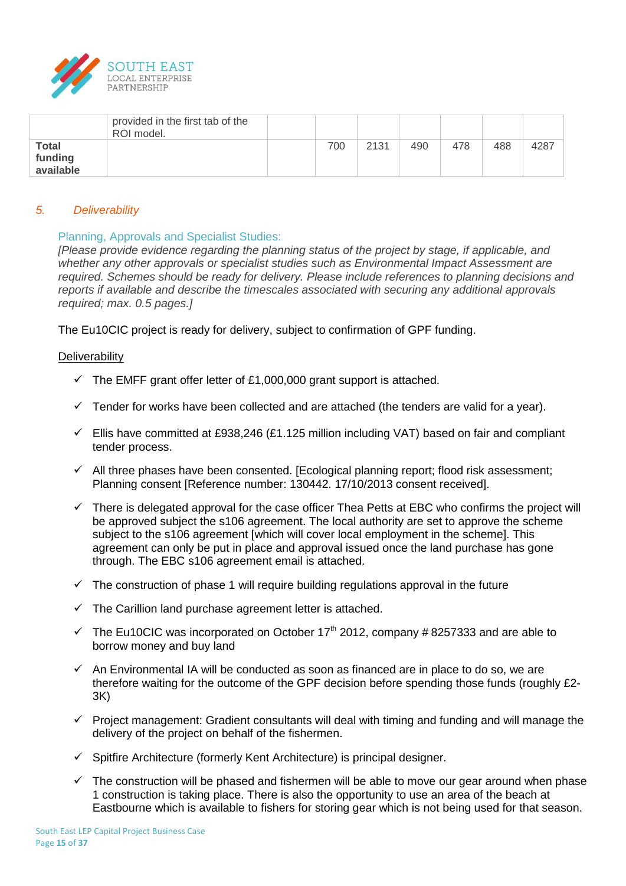|  | provided in the first tab of the ROI model. |  |  |  |  |  |  |  |
|---|---|---|---|---|---|---|---|---|
| **Total funding available** |  |  | 700 | 2131 | 490 | 478 | 488 | 4287 |

## 5. *Deliverability*

### Planning, Approvals and Specialist Studies:

*[Please provide evidence regarding the planning status of the project by stage, if applicable, and whether any other approvals or specialist studies such as Environmental Impact Assessment are required. Schemes should be ready for delivery. Please include references to planning decisions and reports if available and describe the timescales associated with securing any additional approvals required; max. 0.5 pages.]*

The Eu10CIC project is ready for delivery, subject to confirmation of GPF funding.

Deliverability

- ✓ The EMFF grant offer letter of £1,000,000 grant support is attached.
- ✓ Tender for works have been collected and are attached (the tenders are valid for a year).
- ✓ Ellis have committed at £938,246 (£1.125 million including VAT) based on fair and compliant tender process.
- ✓ All three phases have been consented. [Ecological planning report; flood risk assessment; Planning consent [Reference number: 130442. 17/10/2013 consent received].
- ✓ There is delegated approval for the case officer Thea Petts at EBC who confirms the project will be approved subject the s106 agreement. The local authority are set to approve the scheme subject to the s106 agreement [which will cover local employment in the scheme]. This agreement can only be put in place and approval issued once the land purchase has gone through. The EBC s106 agreement email is attached.
- ✓ The construction of phase 1 will require building regulations approval in the future
- ✓ The Carillion land purchase agreement letter is attached.
- ✓ The Eu10CIC was incorporated on October 17th 2012, company # 8257333 and are able to borrow money and buy land
- ✓ An Environmental IA will be conducted as soon as financed are in place to do so, we are therefore waiting for the outcome of the GPF decision before spending those funds (roughly £2-3K)
- ✓ Project management: Gradient consultants will deal with timing and funding and will manage the delivery of the project on behalf of the fishermen.
- ✓ Spitfire Architecture (formerly Kent Architecture) is principal designer.
- ✓ The construction will be phased and fishermen will be able to move our gear around when phase 1 construction is taking place. There is also the opportunity to use an area of the beach at Eastbourne which is available to fishers for storing gear which is not being used for that season.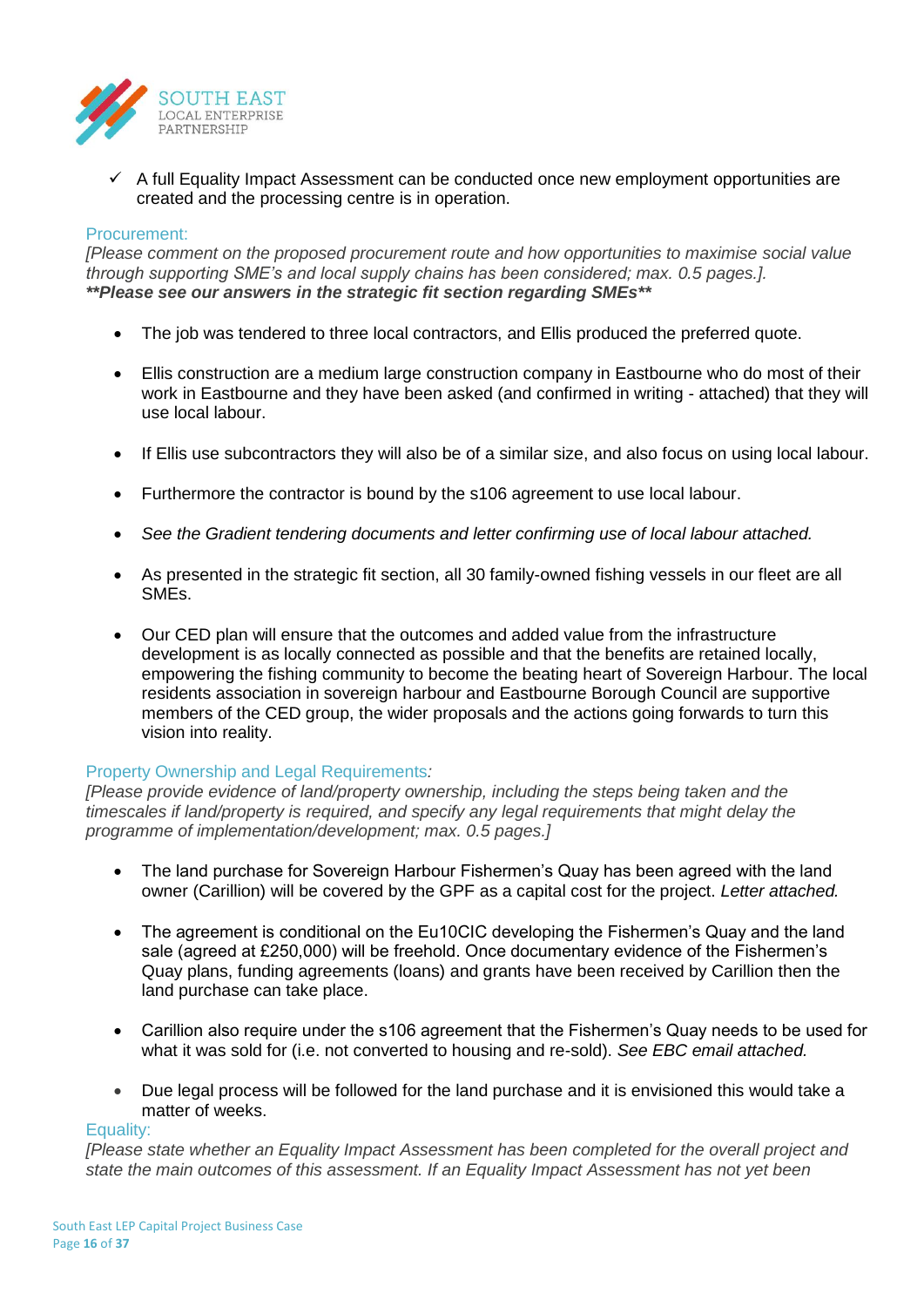- ✓ A full Equality Impact Assessment can be conducted once new employment opportunities are created and the processing centre is in operation.

### Procurement:

*[Please comment on the proposed procurement route and how opportunities to maximise social value through supporting SME's and local supply chains has been considered; max. 0.5 pages.].*
***\*\*Please see our answers in the strategic fit section regarding SMEs\*\****

- The job was tendered to three local contractors, and Ellis produced the preferred quote.
- Ellis construction are a medium large construction company in Eastbourne who do most of their work in Eastbourne and they have been asked (and confirmed in writing - attached) that they will use local labour.
- If Ellis use subcontractors they will also be of a similar size, and also focus on using local labour.
- Furthermore the contractor is bound by the s106 agreement to use local labour.
- *See the Gradient tendering documents and letter confirming use of local labour attached.*
- As presented in the strategic fit section, all 30 family-owned fishing vessels in our fleet are all SMEs.
- Our CED plan will ensure that the outcomes and added value from the infrastructure development is as locally connected as possible and that the benefits are retained locally, empowering the fishing community to become the beating heart of Sovereign Harbour. The local residents association in sovereign harbour and Eastbourne Borough Council are supportive members of the CED group, the wider proposals and the actions going forwards to turn this vision into reality.

### Property Ownership and Legal Requirements*:*

*[Please provide evidence of land/property ownership, including the steps being taken and the timescales if land/property is required, and specify any legal requirements that might delay the programme of implementation/development; max. 0.5 pages.]*

- The land purchase for Sovereign Harbour Fishermen's Quay has been agreed with the land owner (Carillion) will be covered by the GPF as a capital cost for the project. *Letter attached.*
- The agreement is conditional on the Eu10CIC developing the Fishermen's Quay and the land sale (agreed at £250,000) will be freehold. Once documentary evidence of the Fishermen's Quay plans, funding agreements (loans) and grants have been received by Carillion then the land purchase can take place.
- Carillion also require under the s106 agreement that the Fishermen's Quay needs to be used for what it was sold for (i.e. not converted to housing and re-sold). *See EBC email attached.*
- Due legal process will be followed for the land purchase and it is envisioned this would take a matter of weeks.

### Equality:

*[Please state whether an Equality Impact Assessment has been completed for the overall project and state the main outcomes of this assessment. If an Equality Impact Assessment has not yet been*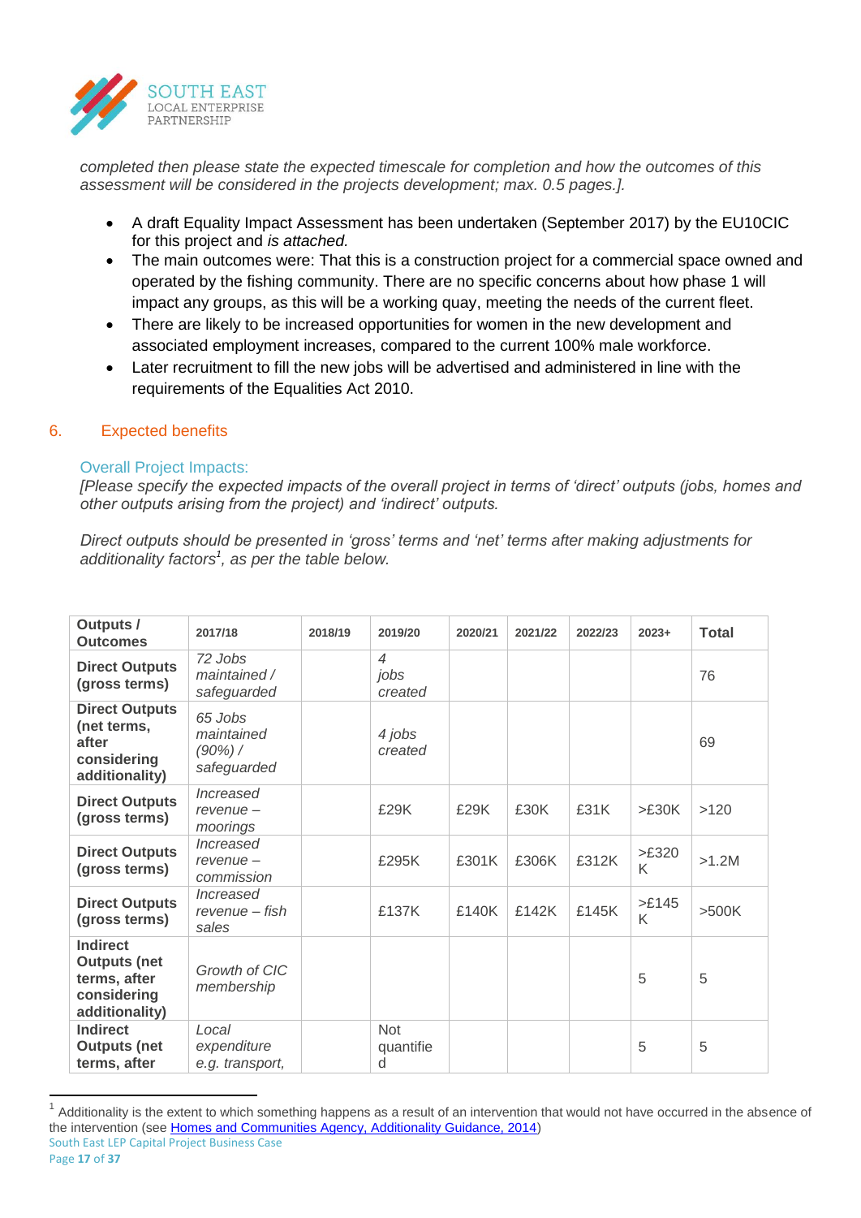*completed then please state the expected timescale for completion and how the outcomes of this assessment will be considered in the projects development; max. 0.5 pages.].*

- A draft Equality Impact Assessment has been undertaken (September 2017) by the EU10CIC for this project and *is attached.*
- The main outcomes were: That this is a construction project for a commercial space owned and operated by the fishing community. There are no specific concerns about how phase 1 will impact any groups, as this will be a working quay, meeting the needs of the current fleet.
- There are likely to be increased opportunities for women in the new development and associated employment increases, compared to the current 100% male workforce.
- Later recruitment to fill the new jobs will be advertised and administered in line with the requirements of the Equalities Act 2010.

## 6. Expected benefits

### Overall Project Impacts:

*[Please specify the expected impacts of the overall project in terms of 'direct' outputs (jobs, homes and other outputs arising from the project) and 'indirect' outputs.*

*Direct outputs should be presented in 'gross' terms and 'net' terms after making adjustments for additionality factors*[1]*, as per the table below.*

| Outputs / Outcomes | 2017/18 | 2018/19 | 2019/20 | 2020/21 | 2021/22 | 2022/23 | 2023+ | Total |
|---|---|---|---|---|---|---|---|---|
| **Direct Outputs (gross terms)** | *72 Jobs maintained / safeguarded* | | *4 jobs created* | | | | | 76 |
| **Direct Outputs (net terms, after considering additionality)** | *65 Jobs maintained (90%) / safeguarded* | | *4 jobs created* | | | | | 69 |
| **Direct Outputs (gross terms)** | *Increased revenue – moorings* | | £29K | £29K | £30K | £31K | >£30K | >120 |
| **Direct Outputs (gross terms)** | *Increased revenue – commission* | | £295K | £301K | £306K | £312K | >£320 K | >1.2M |
| **Direct Outputs (gross terms)** | *Increased revenue – fish sales* | | £137K | £140K | £142K | £145K | >£145 K | >500K |
| **Indirect Outputs (net terms, after considering additionality)** | *Growth of CIC membership* | | | | | | 5 | 5 |
| **Indirect Outputs (net terms, after** | *Local expenditure e.g. transport,* | | Not quantified | | | | 5 | 5 |

[1] Additionality is the extent to which something happens as a result of an intervention that would not have occurred in the absence of the intervention (see Homes and Communities Agency, Additionality Guidance, 2014)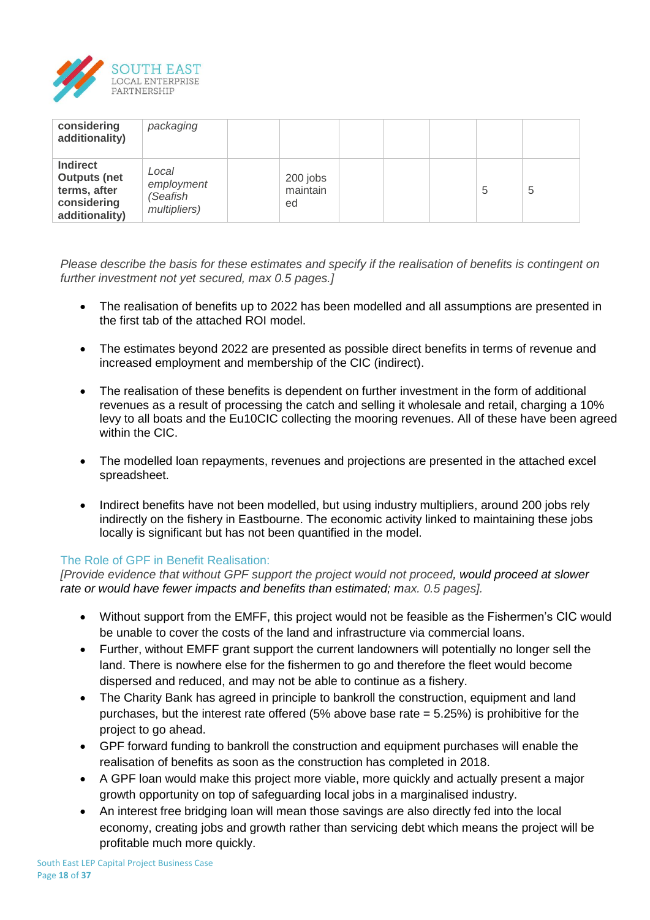| | | | | | | | | |
|---|---|---|---|---|---|---|---|---|
| **considering additionality)** | *packaging* | | | | | | | |
| **Indirect Outputs (net terms, after considering additionality)** | *Local employment (Seafish multipliers)* | | 200 jobs maintained | | | | 5 | 5 |

*Please describe the basis for these estimates and specify if the realisation of benefits is contingent on further investment not yet secured, max 0.5 pages.]*

- The realisation of benefits up to 2022 has been modelled and all assumptions are presented in the first tab of the attached ROI model.
- The estimates beyond 2022 are presented as possible direct benefits in terms of revenue and increased employment and membership of the CIC (indirect).
- The realisation of these benefits is dependent on further investment in the form of additional revenues as a result of processing the catch and selling it wholesale and retail, charging a 10% levy to all boats and the Eu10CIC collecting the mooring revenues. All of these have been agreed within the CIC.
- The modelled loan repayments, revenues and projections are presented in the attached excel spreadsheet.
- Indirect benefits have not been modelled, but using industry multipliers, around 200 jobs rely indirectly on the fishery in Eastbourne. The economic activity linked to maintaining these jobs locally is significant but has not been quantified in the model.

### The Role of GPF in Benefit Realisation:

*[Provide evidence that without GPF support the project would not proceed, would proceed at slower rate or would have fewer impacts and benefits than estimated; max. 0.5 pages].*

- Without support from the EMFF, this project would not be feasible as the Fishermen's CIC would be unable to cover the costs of the land and infrastructure via commercial loans.
- Further, without EMFF grant support the current landowners will potentially no longer sell the land. There is nowhere else for the fishermen to go and therefore the fleet would become dispersed and reduced, and may not be able to continue as a fishery.
- The Charity Bank has agreed in principle to bankroll the construction, equipment and land purchases, but the interest rate offered (5% above base rate = 5.25%) is prohibitive for the project to go ahead.
- GPF forward funding to bankroll the construction and equipment purchases will enable the realisation of benefits as soon as the construction has completed in 2018.
- A GPF loan would make this project more viable, more quickly and actually present a major growth opportunity on top of safeguarding local jobs in a marginalised industry.
- An interest free bridging loan will mean those savings are also directly fed into the local economy, creating jobs and growth rather than servicing debt which means the project will be profitable much more quickly.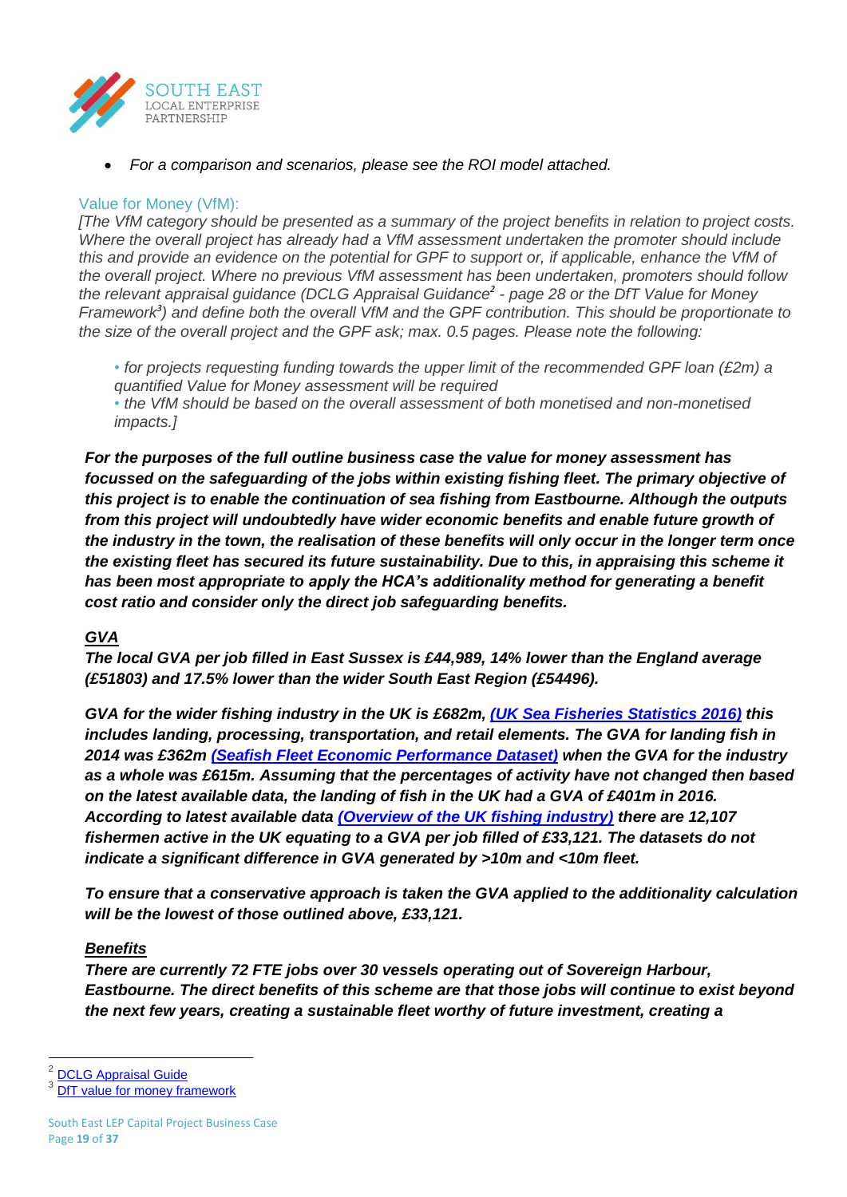- *For a comparison and scenarios, please see the ROI model attached.*

## Value for Money (VfM):

*[The VfM category should be presented as a summary of the project benefits in relation to project costs. Where the overall project has already had a VfM assessment undertaken the promoter should include this and provide an evidence on the potential for GPF to support or, if applicable, enhance the VfM of the overall project. Where no previous VfM assessment has been undertaken, promoters should follow the relevant appraisal guidance (DCLG Appraisal Guidance[2] - page 28 or the DfT Value for Money Framework[3]) and define both the overall VfM and the GPF contribution. This should be proportionate to the size of the overall project and the GPF ask; max. 0.5 pages. Please note the following:*

*• for projects requesting funding towards the upper limit of the recommended GPF loan (£2m) a quantified Value for Money assessment will be required*
*• the VfM should be based on the overall assessment of both monetised and non-monetised impacts.]*

***For the purposes of the full outline business case the value for money assessment has focussed on the safeguarding of the jobs within existing fishing fleet. The primary objective of this project is to enable the continuation of sea fishing from Eastbourne. Although the outputs from this project will undoubtedly have wider economic benefits and enable future growth of the industry in the town, the realisation of these benefits will only occur in the longer term once the existing fleet has secured its future sustainability. Due to this, in appraising this scheme it has been most appropriate to apply the HCA's additionality method for generating a benefit cost ratio and consider only the direct job safeguarding benefits.***

***<u>GPA</u>***

***The local GVA per job filled in East Sussex is £44,989, 14% lower than the England average (£51803) and 17.5% lower than the wider South East Region (£54496).***

***GVA for the wider fishing industry in the UK is £682m, [(UK Sea Fisheries Statistics 2016)](#) this includes landing, processing, transportation, and retail elements. The GVA for landing fish in 2014 was £362m [(Seafish Fleet Economic Performance Dataset)](#) when the GVA for the industry as a whole was £615m. Assuming that the percentages of activity have not changed then based on the latest available data, the landing of fish in the UK had a GVA of £401m in 2016. According to latest available data [(Overview of the UK fishing industry)](#) there are 12,107 fishermen active in the UK equating to a GVA per job filled of £33,121. The datasets do not indicate a significant difference in GVA generated by >10m and <10m fleet.***

***To ensure that a conservative approach is taken the GVA applied to the additionality calculation will be the lowest of those outlined above, £33,121.***

***<u>Benefits</u>***

***There are currently 72 FTE jobs over 30 vessels operating out of Sovereign Harbour, Eastbourne. The direct benefits of this scheme are that those jobs will continue to exist beyond the next few years, creating a sustainable fleet worthy of future investment, creating a***

---

[2] DCLG Appraisal Guide
[3] DfT value for money framework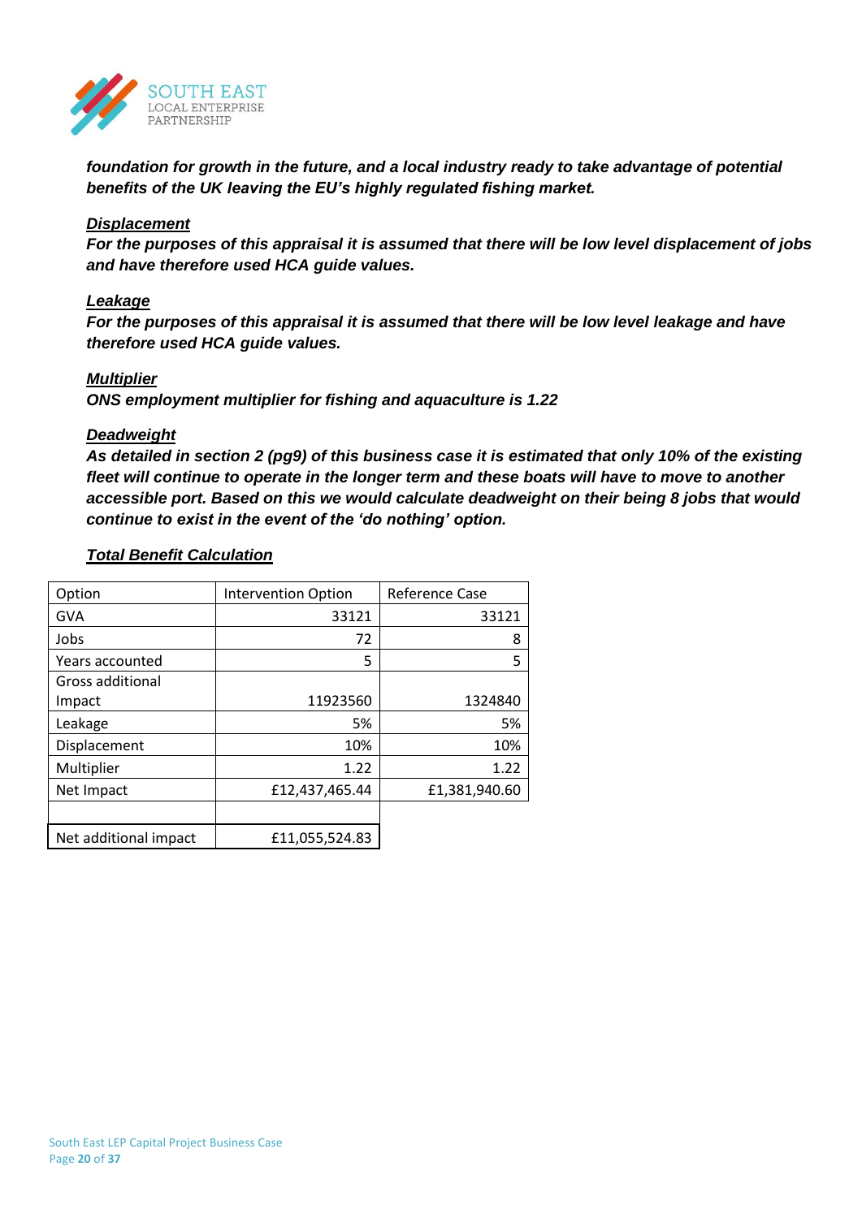***foundation for growth in the future, and a local industry ready to take advantage of potential benefits of the UK leaving the EU's highly regulated fishing market.***

***Displacement***

***For the purposes of this appraisal it is assumed that there will be low level displacement of jobs and have therefore used HCA guide values.***

***Leakage***

***For the purposes of this appraisal it is assumed that there will be low level leakage and have therefore used HCA guide values.***

***Multiplier***

***ONS employment multiplier for fishing and aquaculture is 1.22***

***Deadweight***

***As detailed in section 2 (pg9) of this business case it is estimated that only 10% of the existing fleet will continue to operate in the longer term and these boats will have to move to another accessible port. Based on this we would calculate deadweight on their being 8 jobs that would continue to exist in the event of the 'do nothing' option.***

***Total Benefit Calculation***

| Option | Intervention Option | Reference Case |
|---|---|---|
| GVA | 33121 | 33121 |
| Jobs | 72 | 8 |
| Years accounted | 5 | 5 |
| Gross additional Impact | 11923560 | 1324840 |
| Leakage | 5% | 5% |
| Displacement | 10% | 10% |
| Multiplier | 1.22 | 1.22 |
| Net Impact | £12,437,465.44 | £1,381,940.60 |
| | | |
| Net additional impact | £11,055,524.83 | |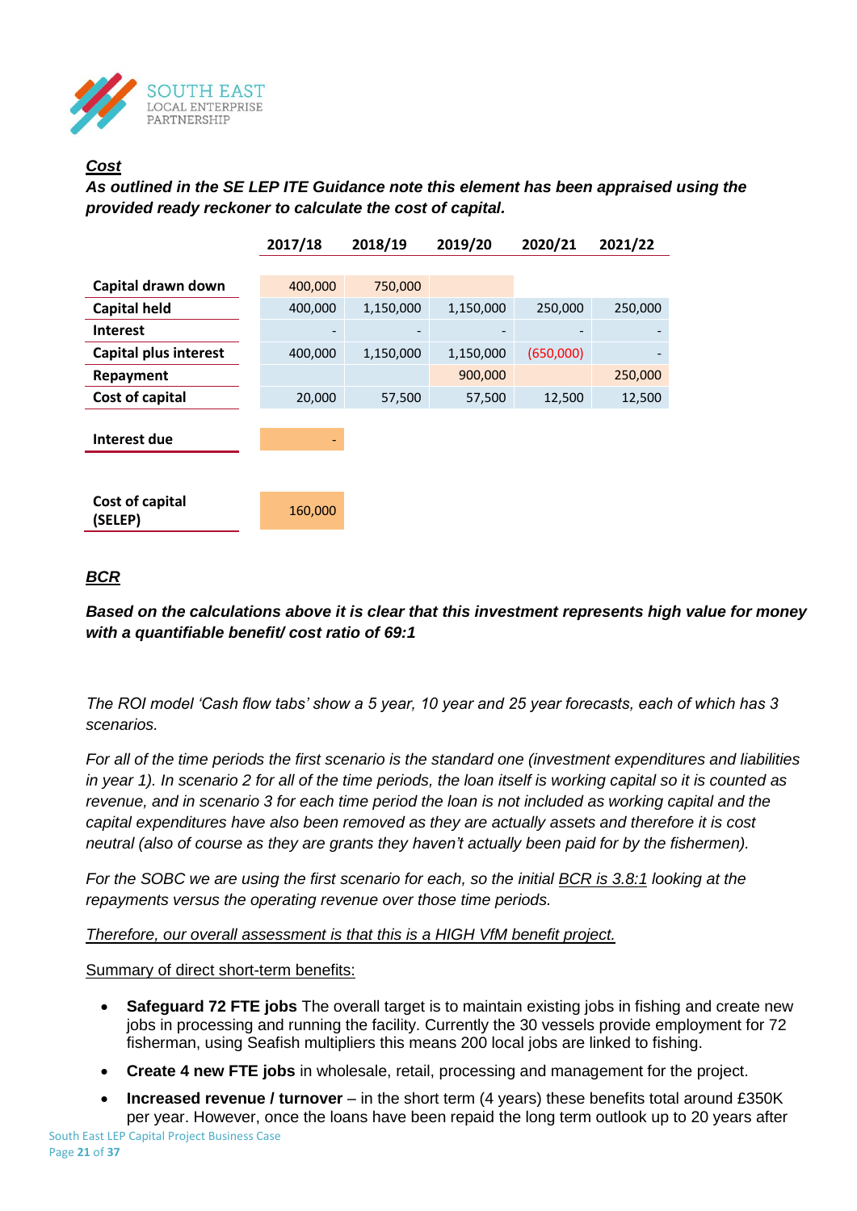***Cost***

***As outlined in the SE LEP ITE Guidance note this element has been appraised using the provided ready reckoner to calculate the cost of capital.***

| | 2017/18 | 2018/19 | 2019/20 | 2020/21 | 2021/22 |
|---|---|---|---|---|---|
| **Capital drawn down** | 400,000 | 750,000 | | | |
| **Capital held** | 400,000 | 1,150,000 | 1,150,000 | 250,000 | 250,000 |
| **Interest** | - | - | - | - | - |
| **Capital plus interest** | 400,000 | 1,150,000 | 1,150,000 | (650,000) | - |
| **Repayment** | | | 900,000 | | 250,000 |
| **Cost of capital** | 20,000 | 57,500 | 57,500 | 12,500 | 12,500 |
| | | | | | |
| **Interest due** | - | | | | |
| | | | | | |
| **Cost of capital (SELEP)** | 160,000 | | | | |

***BCR***

***Based on the calculations above it is clear that this investment represents high value for money with a quantifiable benefit/ cost ratio of 69:1***

*The ROI model 'Cash flow tabs' show a 5 year, 10 year and 25 year forecasts, each of which has 3 scenarios.*

*For all of the time periods the first scenario is the standard one (investment expenditures and liabilities in year 1). In scenario 2 for all of the time periods, the loan itself is working capital so it is counted as revenue, and in scenario 3 for each time period the loan is not included as working capital and the capital expenditures have also been removed as they are actually assets and therefore it is cost neutral (also of course as they are grants they haven't actually been paid for by the fishermen).*

*For the SOBC we are using the first scenario for each, so the initial BCR is 3.8:1 looking at the repayments versus the operating revenue over those time periods.*

*Therefore, our overall assessment is that this is a HIGH VfM benefit project.*

Summary of direct short-term benefits:

- **Safeguard 72 FTE jobs** The overall target is to maintain existing jobs in fishing and create new jobs in processing and running the facility. Currently the 30 vessels provide employment for 72 fisherman, using Seafish multipliers this means 200 local jobs are linked to fishing.
- **Create 4 new FTE jobs** in wholesale, retail, processing and management for the project.
- **Increased revenue / turnover** – in the short term (4 years) these benefits total around £350K per year. However, once the loans have been repaid the long term outlook up to 20 years after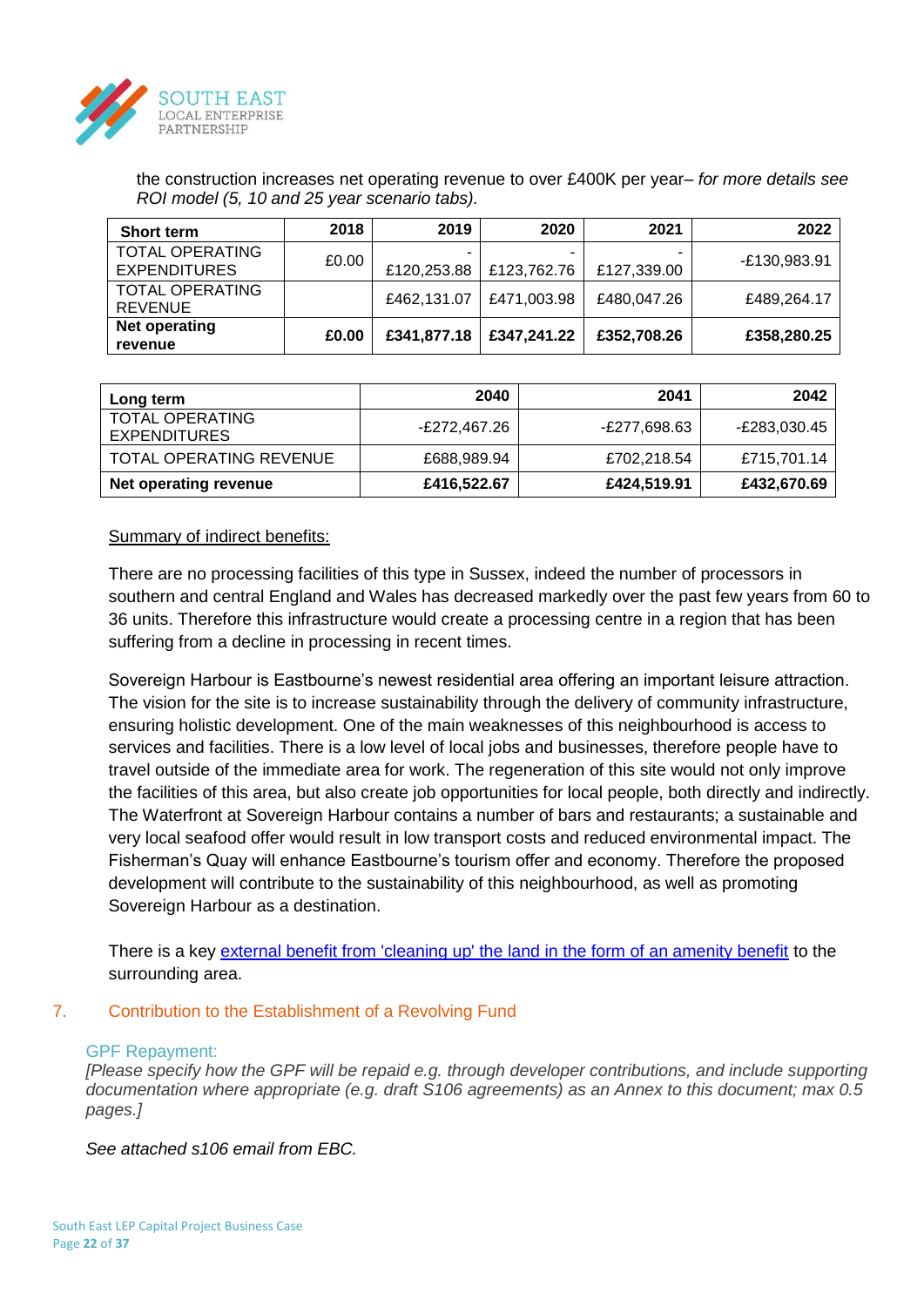the construction increases net operating revenue to over £400K per year– *for more details see ROI model (5, 10 and 25 year scenario tabs).*

| Short term | 2018 | 2019 | 2020 | 2021 | 2022 |
|---|---|---|---|---|---|
| TOTAL OPERATING EXPENDITURES | £0.00 | -£120,253.88 | -£123,762.76 | -£127,339.00 | -£130,983.91 |
| TOTAL OPERATING REVENUE | | £462,131.07 | £471,003.98 | £480,047.26 | £489,264.17 |
| **Net operating revenue** | **£0.00** | **£341,877.18** | **£347,241.22** | **£352,708.26** | **£358,280.25** |

| Long term | 2040 | 2041 | 2042 |
|---|---|---|---|
| TOTAL OPERATING EXPENDITURES | -£272,467.26 | -£277,698.63 | -£283,030.45 |
| TOTAL OPERATING REVENUE | £688,989.94 | £702,218.54 | £715,701.14 |
| **Net operating revenue** | **£416,522.67** | **£424,519.91** | **£432,670.69** |

Summary of indirect benefits:

There are no processing facilities of this type in Sussex, indeed the number of processors in southern and central England and Wales has decreased markedly over the past few years from 60 to 36 units. Therefore this infrastructure would create a processing centre in a region that has been suffering from a decline in processing in recent times.

Sovereign Harbour is Eastbourne's newest residential area offering an important leisure attraction. The vision for the site is to increase sustainability through the delivery of community infrastructure, ensuring holistic development. One of the main weaknesses of this neighbourhood is access to services and facilities. There is a low level of local jobs and businesses, therefore people have to travel outside of the immediate area for work. The regeneration of this site would not only improve the facilities of this area, but also create job opportunities for local people, both directly and indirectly. The Waterfront at Sovereign Harbour contains a number of bars and restaurants; a sustainable and very local seafood offer would result in low transport costs and reduced environmental impact. The Fisherman's Quay will enhance Eastbourne's tourism offer and economy. Therefore the proposed development will contribute to the sustainability of this neighbourhood, as well as promoting Sovereign Harbour as a destination.

There is a key external benefit from 'cleaning up' the land in the form of an amenity benefit to the surrounding area.

## 7. Contribution to the Establishment of a Revolving Fund

### GPF Repayment:

*[Please specify how the GPF will be repaid e.g. through developer contributions, and include supporting documentation where appropriate (e.g. draft S106 agreements) as an Annex to this document; max 0.5 pages.]*

*See attached s106 email from EBC.*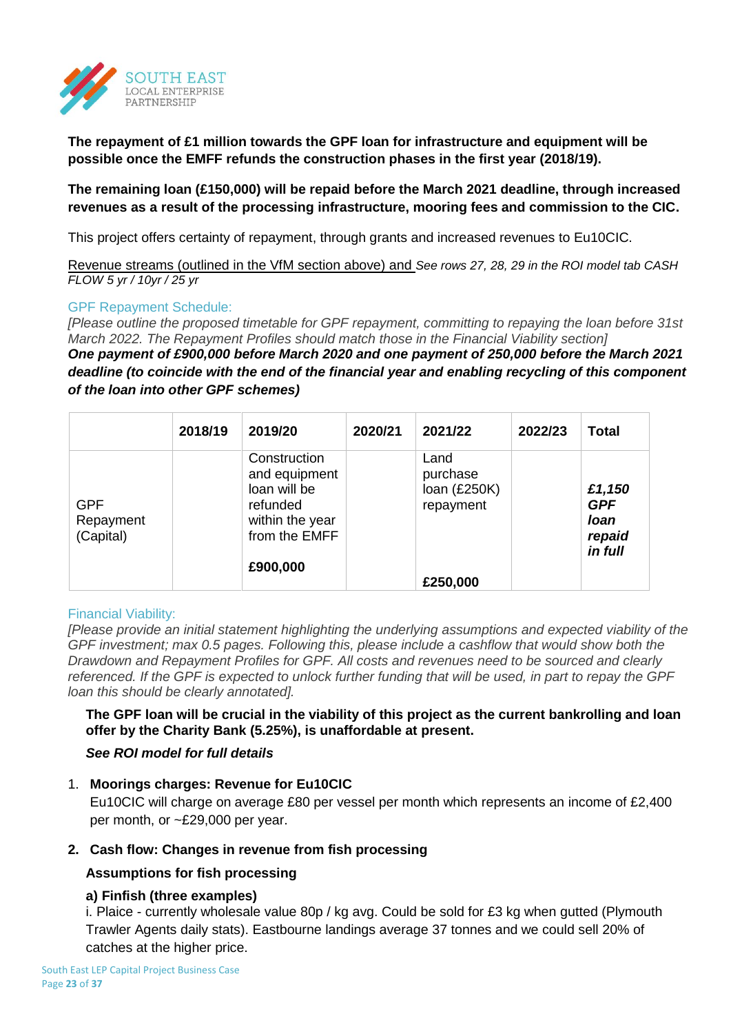**The repayment of £1 million towards the GPF loan for infrastructure and equipment will be possible once the EMFF refunds the construction phases in the first year (2018/19).**

**The remaining loan (£150,000) will be repaid before the March 2021 deadline, through increased revenues as a result of the processing infrastructure, mooring fees and commission to the CIC.**

This project offers certainty of repayment, through grants and increased revenues to Eu10CIC.

Revenue streams (outlined in the VfM section above) and *See rows 27, 28, 29 in the ROI model tab CASH FLOW 5 yr / 10yr / 25 yr*

GPF Repayment Schedule:

*[Please outline the proposed timetable for GPF repayment, committing to repaying the loan before 31st March 2022. The Repayment Profiles should match those in the Financial Viability section]*

***One payment of £900,000 before March 2020 and one payment of 250,000 before the March 2021 deadline (to coincide with the end of the financial year and enabling recycling of this component of the loan into other GPF schemes)***

| | 2018/19 | 2019/20 | 2020/21 | 2021/22 | 2022/23 | Total |
|---|---|---|---|---|---|---|
| GPF Repayment (Capital) | | Construction and equipment loan will be refunded within the year from the EMFF **£900,000** | | Land purchase loan (£250K) repayment **£250,000** | | ***£1,150 GPF loan repaid in full*** |

Financial Viability:

*[Please provide an initial statement highlighting the underlying assumptions and expected viability of the GPF investment; max 0.5 pages. Following this, please include a cashflow that would show both the Drawdown and Repayment Profiles for GPF. All costs and revenues need to be sourced and clearly referenced. If the GPF is expected to unlock further funding that will be used, in part to repay the GPF loan this should be clearly annotated].*

**The GPF loan will be crucial in the viability of this project as the current bankrolling and loan offer by the Charity Bank (5.25%), is unaffordable at present.**

***See ROI model for full details***

1. **Moorings charges: Revenue for Eu10CIC**
   Eu10CIC will charge on average £80 per vessel per month which represents an income of £2,400 per month, or ~£29,000 per year.

2. **Cash flow: Changes in revenue from fish processing**

**Assumptions for fish processing**

**a) Finfish (three examples)**

i. Plaice - currently wholesale value 80p / kg avg. Could be sold for £3 kg when gutted (Plymouth Trawler Agents daily stats). Eastbourne landings average 37 tonnes and we could sell 20% of catches at the higher price.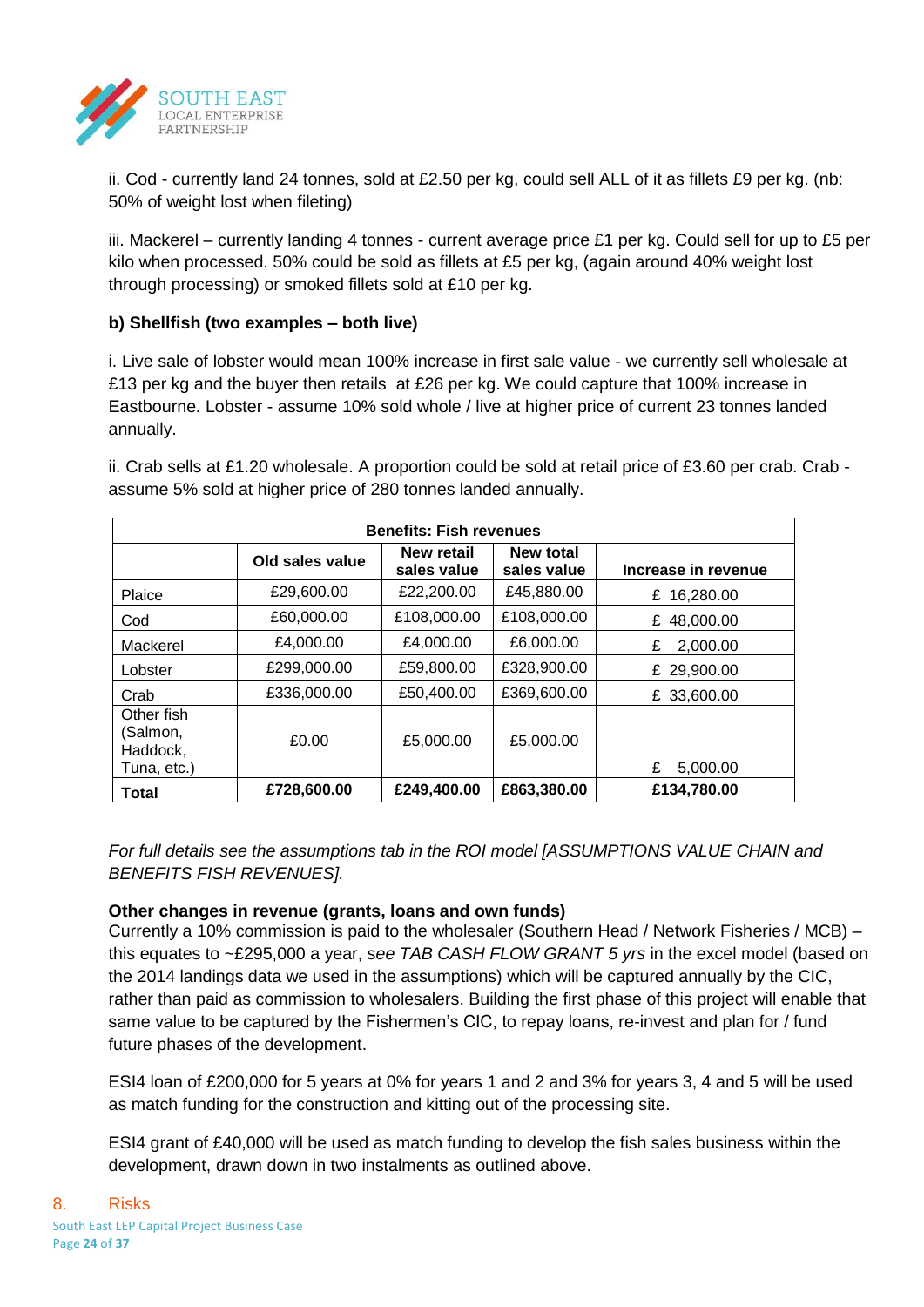ii. Cod - currently land 24 tonnes, sold at £2.50 per kg, could sell ALL of it as fillets £9 per kg. (nb: 50% of weight lost when fileting)

iii. Mackerel – currently landing 4 tonnes - current average price £1 per kg. Could sell for up to £5 per kilo when processed. 50% could be sold as fillets at £5 per kg, (again around 40% weight lost through processing) or smoked fillets sold at £10 per kg.

**b) Shellfish (two examples – both live)**

i. Live sale of lobster would mean 100% increase in first sale value - we currently sell wholesale at £13 per kg and the buyer then retails at £26 per kg. We could capture that 100% increase in Eastbourne. Lobster - assume 10% sold whole / live at higher price of current 23 tonnes landed annually.

ii. Crab sells at £1.20 wholesale. A proportion could be sold at retail price of £3.60 per crab. Crab - assume 5% sold at higher price of 280 tonnes landed annually.

| Benefits: Fish revenues | | | | |
|---|---|---|---|---|
| | Old sales value | New retail sales value | New total sales value | Increase in revenue |
| Plaice | £29,600.00 | £22,200.00 | £45,880.00 | £ 16,280.00 |
| Cod | £60,000.00 | £108,000.00 | £108,000.00 | £ 48,000.00 |
| Mackerel | £4,000.00 | £4,000.00 | £6,000.00 | £ 2,000.00 |
| Lobster | £299,000.00 | £59,800.00 | £328,900.00 | £ 29,900.00 |
| Crab | £336,000.00 | £50,400.00 | £369,600.00 | £ 33,600.00 |
| Other fish (Salmon, Haddock, Tuna, etc.) | £0.00 | £5,000.00 | £5,000.00 | £ 5,000.00 |
| **Total** | **£728,600.00** | **£249,400.00** | **£863,380.00** | **£134,780.00** |

*For full details see the assumptions tab in the ROI model [ASSUMPTIONS VALUE CHAIN and BENEFITS FISH REVENUES].*

**Other changes in revenue (grants, loans and own funds)**

Currently a 10% commission is paid to the wholesaler (Southern Head / Network Fisheries / MCB) – this equates to ~£295,000 a year, s*ee TAB CASH FLOW GRANT 5 yrs* in the excel model (based on the 2014 landings data we used in the assumptions) which will be captured annually by the CIC, rather than paid as commission to wholesalers. Building the first phase of this project will enable that same value to be captured by the Fishermen's CIC, to repay loans, re-invest and plan for / fund future phases of the development.

ESI4 loan of £200,000 for 5 years at 0% for years 1 and 2 and 3% for years 3, 4 and 5 will be used as match funding for the construction and kitting out of the processing site.

ESI4 grant of £40,000 will be used as match funding to develop the fish sales business within the development, drawn down in two instalments as outlined above.

## 8. Risks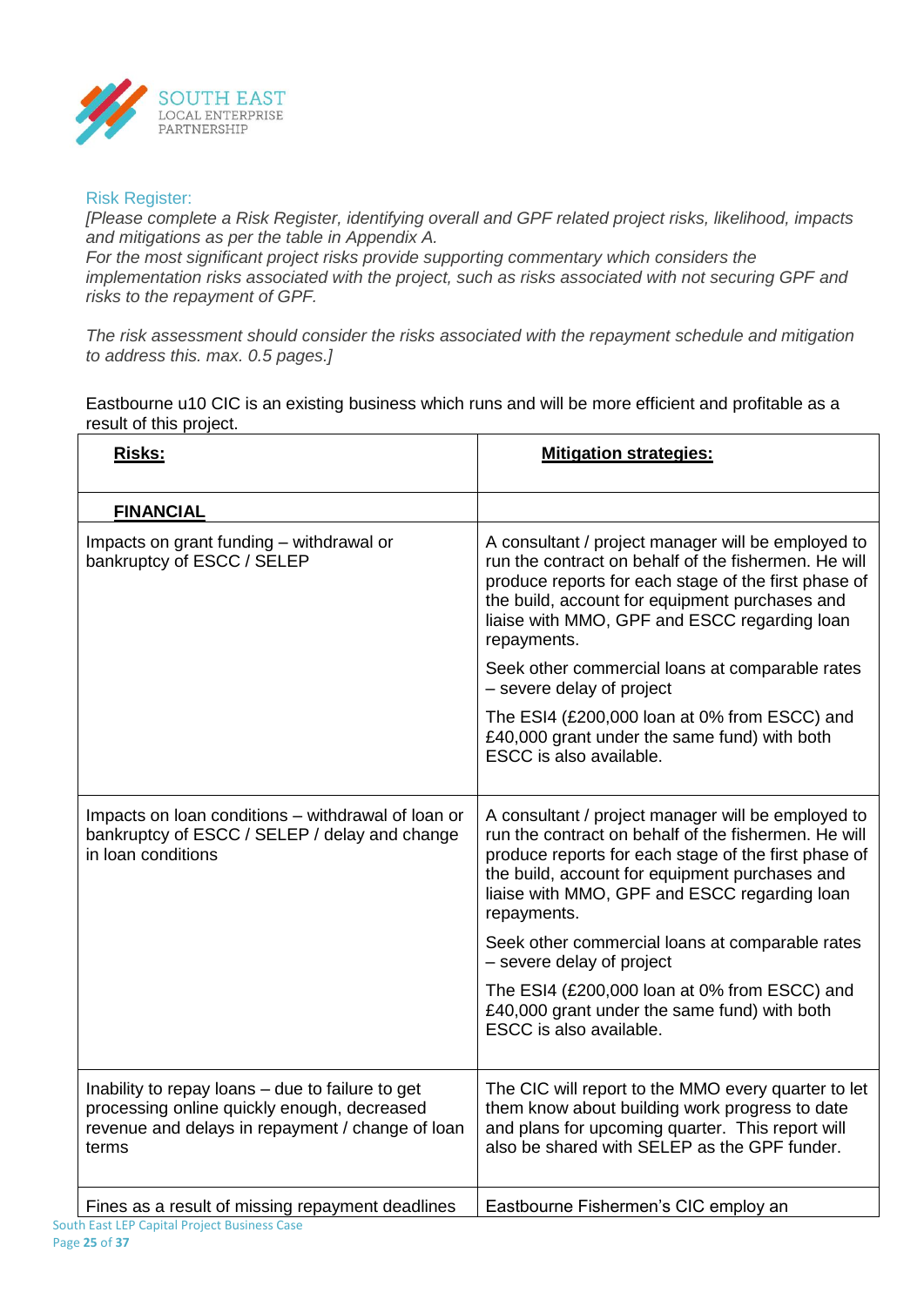### Risk Register:

*[Please complete a Risk Register, identifying overall and GPF related project risks, likelihood, impacts and mitigations as per the table in Appendix A.*
*For the most significant project risks provide supporting commentary which considers the implementation risks associated with the project, such as risks associated with not securing GPF and risks to the repayment of GPF.*

*The risk assessment should consider the risks associated with the repayment schedule and mitigation to address this. max. 0.5 pages.]*

Eastbourne u10 CIC is an existing business which runs and will be more efficient and profitable as a result of this project.

| **Risks:** | **Mitigation strategies:** |
|---|---|
| **FINANCIAL** | |
| Impacts on grant funding – withdrawal or bankruptcy of ESCC / SELEP | A consultant / project manager will be employed to run the contract on behalf of the fishermen. He will produce reports for each stage of the first phase of the build, account for equipment purchases and liaise with MMO, GPF and ESCC regarding loan repayments.<br><br>Seek other commercial loans at comparable rates – severe delay of project<br><br>The ESI4 (£200,000 loan at 0% from ESCC) and £40,000 grant under the same fund) with both ESCC is also available. |
| Impacts on loan conditions – withdrawal of loan or bankruptcy of ESCC / SELEP / delay and change in loan conditions | A consultant / project manager will be employed to run the contract on behalf of the fishermen. He will produce reports for each stage of the first phase of the build, account for equipment purchases and liaise with MMO, GPF and ESCC regarding loan repayments.<br><br>Seek other commercial loans at comparable rates – severe delay of project<br><br>The ESI4 (£200,000 loan at 0% from ESCC) and £40,000 grant under the same fund) with both ESCC is also available. |
| Inability to repay loans – due to failure to get processing online quickly enough, decreased revenue and delays in repayment / change of loan terms | The CIC will report to the MMO every quarter to let them know about building work progress to date and plans for upcoming quarter. This report will also be shared with SELEP as the GPF funder. |
| Fines as a result of missing repayment deadlines | Eastbourne Fishermen's CIC employ an |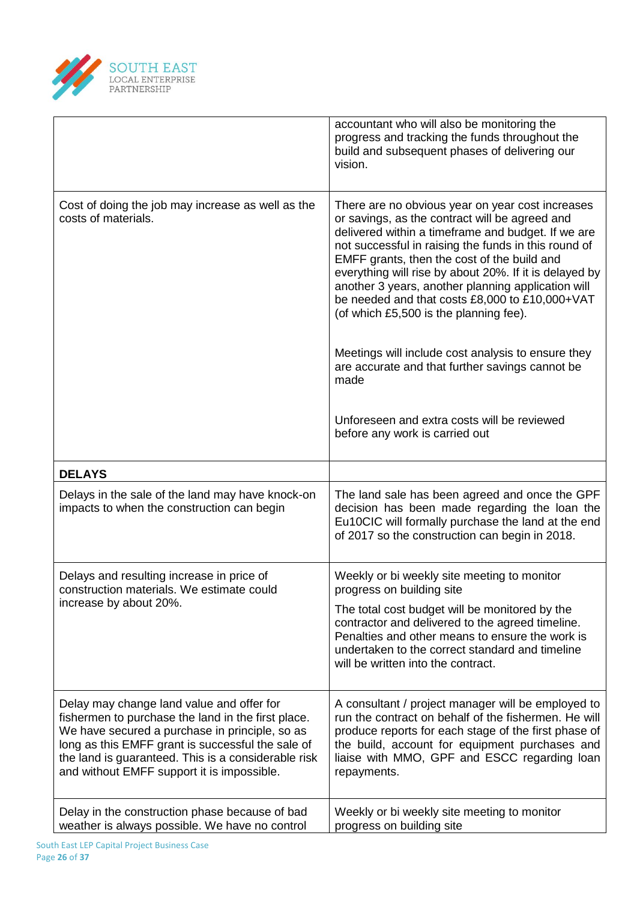| | |
|---|---|
| | accountant who will also be monitoring the progress and tracking the funds throughout the build and subsequent phases of delivering our vision. |
| Cost of doing the job may increase as well as the costs of materials. | There are no obvious year on year cost increases or savings, as the contract will be agreed and delivered within a timeframe and budget. If we are not successful in raising the funds in this round of EMFF grants, then the cost of the build and everything will rise by about 20%. If it is delayed by another 3 years, another planning application will be needed and that costs £8,000 to £10,000+VAT (of which £5,500 is the planning fee).<br><br>Meetings will include cost analysis to ensure they are accurate and that further savings cannot be made<br><br>Unforeseen and extra costs will be reviewed before any work is carried out |
| **DELAYS** | |
| Delays in the sale of the land may have knock-on impacts to when the construction can begin | The land sale has been agreed and once the GPF decision has been made regarding the loan the Eu10CIC will formally purchase the land at the end of 2017 so the construction can begin in 2018. |
| Delays and resulting increase in price of construction materials. We estimate could increase by about 20%. | Weekly or bi weekly site meeting to monitor progress on building site<br><br>The total cost budget will be monitored by the contractor and delivered to the agreed timeline. Penalties and other means to ensure the work is undertaken to the correct standard and timeline will be written into the contract. |
| Delay may change land value and offer for fishermen to purchase the land in the first place. We have secured a purchase in principle, so as long as this EMFF grant is successful the sale of the land is guaranteed. This is a considerable risk and without EMFF support it is impossible. | A consultant / project manager will be employed to run the contract on behalf of the fishermen. He will produce reports for each stage of the first phase of the build, account for equipment purchases and liaise with MMO, GPF and ESCC regarding loan repayments. |
| Delay in the construction phase because of bad weather is always possible. We have no control | Weekly or bi weekly site meeting to monitor progress on building site |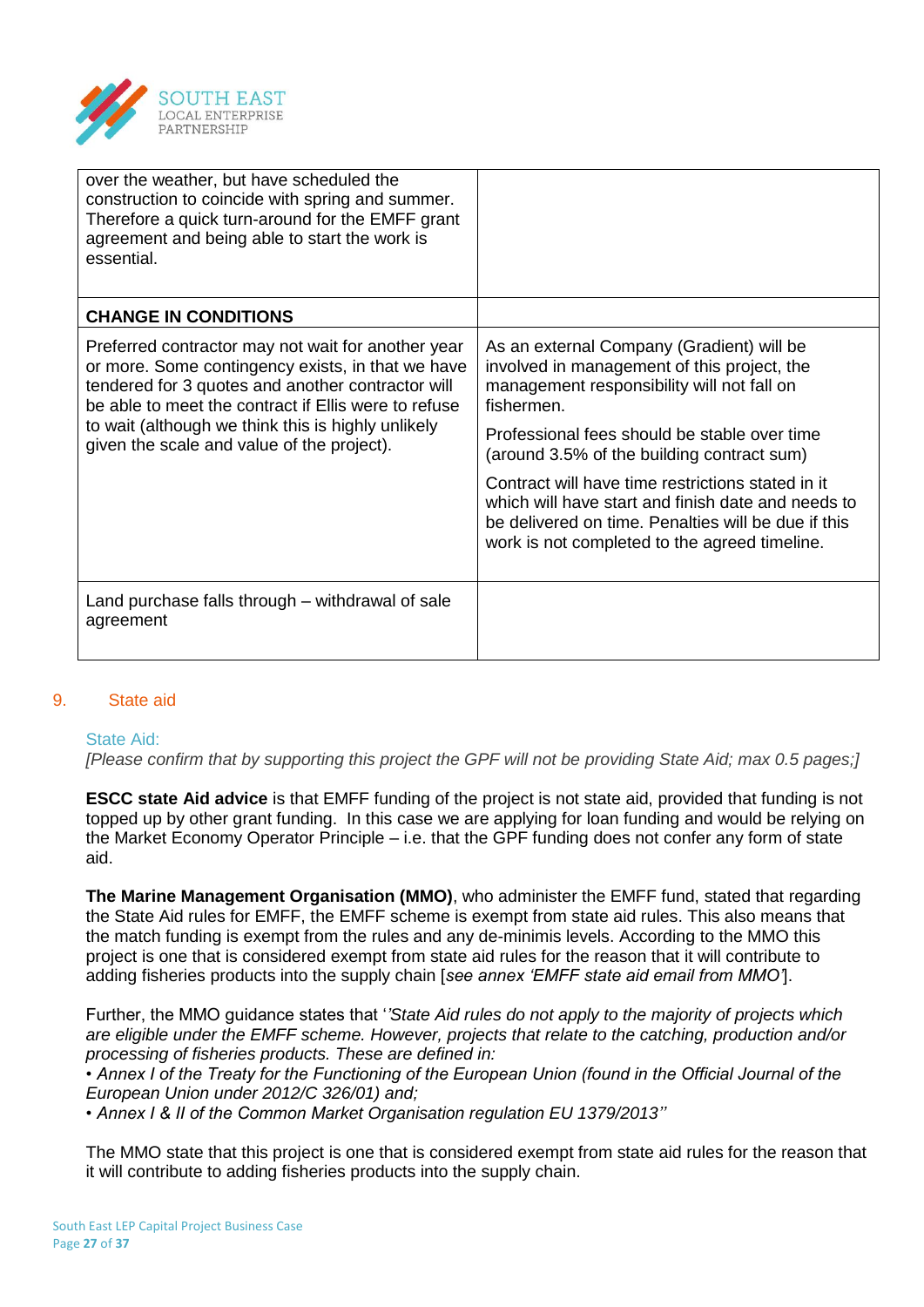| | |
|---|---|
| over the weather, but have scheduled the construction to coincide with spring and summer. Therefore a quick turn-around for the EMFF grant agreement and being able to start the work is essential. | |
| **CHANGE IN CONDITIONS** | |
| Preferred contractor may not wait for another year or more. Some contingency exists, in that we have tendered for 3 quotes and another contractor will be able to meet the contract if Ellis were to refuse to wait (although we think this is highly unlikely given the scale and value of the project). | As an external Company (Gradient) will be involved in management of this project, the management responsibility will not fall on fishermen.<br><br>Professional fees should be stable over time (around 3.5% of the building contract sum)<br><br>Contract will have time restrictions stated in it which will have start and finish date and needs to be delivered on time. Penalties will be due if this work is not completed to the agreed timeline. |
| Land purchase falls through – withdrawal of sale agreement | |

## 9. State aid

### State Aid:

*[Please confirm that by supporting this project the GPF will not be providing State Aid; max 0.5 pages;]*

**ESCC state Aid advice** is that EMFF funding of the project is not state aid, provided that funding is not topped up by other grant funding. In this case we are applying for loan funding and would be relying on the Market Economy Operator Principle – i.e. that the GPF funding does not confer any form of state aid.

**The Marine Management Organisation (MMO)**, who administer the EMFF fund, stated that regarding the State Aid rules for EMFF, the EMFF scheme is exempt from state aid rules. This also means that the match funding is exempt from the rules and any de-minimis levels. According to the MMO this project is one that is considered exempt from state aid rules for the reason that it will contribute to adding fisheries products into the supply chain [*see annex 'EMFF state aid email from MMO'*].

Further, the MMO guidance states that '*'State Aid rules do not apply to the majority of projects which are eligible under the EMFF scheme. However, projects that relate to the catching, production and/or processing of fisheries products. These are defined in:*
*• Annex I of the Treaty for the Functioning of the European Union (found in the Official Journal of the European Union under 2012/C 326/01) and;*
*• Annex I & II of the Common Market Organisation regulation EU 1379/2013''*

The MMO state that this project is one that is considered exempt from state aid rules for the reason that it will contribute to adding fisheries products into the supply chain.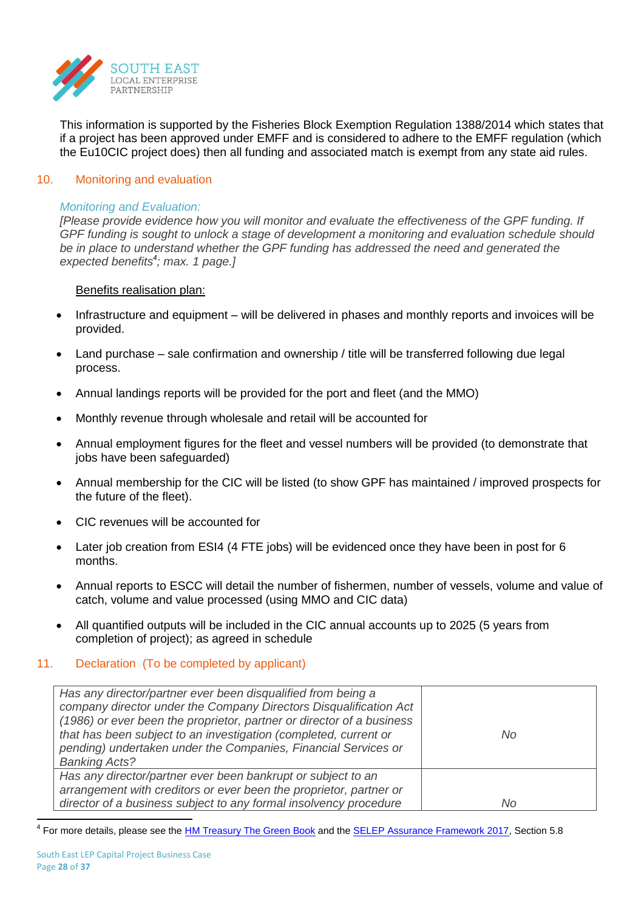This information is supported by the Fisheries Block Exemption Regulation 1388/2014 which states that if a project has been approved under EMFF and is considered to adhere to the EMFF regulation (which the Eu10CIC project does) then all funding and associated match is exempt from any state aid rules.

## 10. Monitoring and evaluation

*Monitoring and Evaluation:*

*[Please provide evidence how you will monitor and evaluate the effectiveness of the GPF funding. If GPF funding is sought to unlock a stage of development a monitoring and evaluation schedule should be in place to understand whether the GPF funding has addressed the need and generated the expected benefits[4]; max. 1 page.]*

Benefits realisation plan:

- Infrastructure and equipment – will be delivered in phases and monthly reports and invoices will be provided.
- Land purchase – sale confirmation and ownership / title will be transferred following due legal process.
- Annual landings reports will be provided for the port and fleet (and the MMO)
- Monthly revenue through wholesale and retail will be accounted for
- Annual employment figures for the fleet and vessel numbers will be provided (to demonstrate that jobs have been safeguarded)
- Annual membership for the CIC will be listed (to show GPF has maintained / improved prospects for the future of the fleet).
- CIC revenues will be accounted for
- Later job creation from ESI4 (4 FTE jobs) will be evidenced once they have been in post for 6 months.
- Annual reports to ESCC will detail the number of fishermen, number of vessels, volume and value of catch, volume and value processed (using MMO and CIC data)
- All quantified outputs will be included in the CIC annual accounts up to 2025 (5 years from completion of project); as agreed in schedule

## 11. Declaration (To be completed by applicant)

| | |
|---|---|
| *Has any director/partner ever been disqualified from being a company director under the Company Directors Disqualification Act (1986) or ever been the proprietor, partner or director of a business that has been subject to an investigation (completed, current or pending) undertaken under the Companies, Financial Services or Banking Acts?* | *No* |
| *Has any director/partner ever been bankrupt or subject to an arrangement with creditors or ever been the proprietor, partner or director of a business subject to any formal insolvency procedure* | *No* |

[4] For more details, please see the HM Treasury The Green Book and the SELEP Assurance Framework 2017, Section 5.8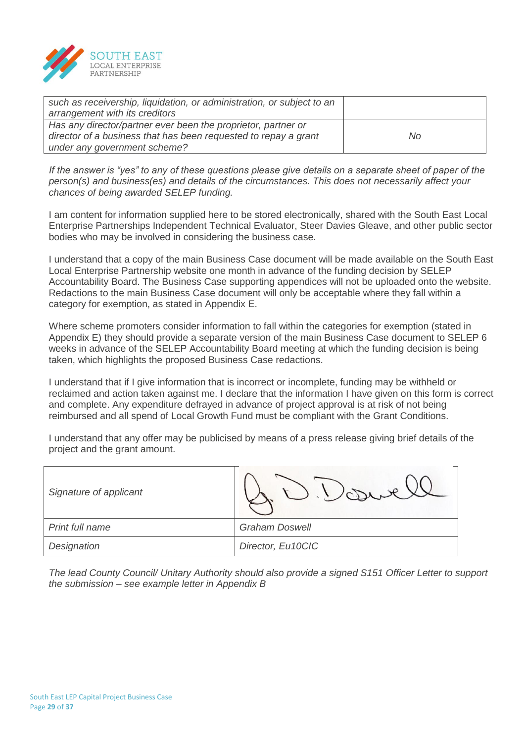| | |
|---|---|
| *such as receivership, liquidation, or administration, or subject to an arrangement with its creditors* | |
| *Has any director/partner ever been the proprietor, partner or director of a business that has been requested to repay a grant under any government scheme?* | *No* |

*If the answer is "yes" to any of these questions please give details on a separate sheet of paper of the person(s) and business(es) and details of the circumstances. This does not necessarily affect your chances of being awarded SELEP funding.*

I am content for information supplied here to be stored electronically, shared with the South East Local Enterprise Partnerships Independent Technical Evaluator, Steer Davies Gleave, and other public sector bodies who may be involved in considering the business case.

I understand that a copy of the main Business Case document will be made available on the South East Local Enterprise Partnership website one month in advance of the funding decision by SELEP Accountability Board. The Business Case supporting appendices will not be uploaded onto the website. Redactions to the main Business Case document will only be acceptable where they fall within a category for exemption, as stated in Appendix E.

Where scheme promoters consider information to fall within the categories for exemption (stated in Appendix E) they should provide a separate version of the main Business Case document to SELEP 6 weeks in advance of the SELEP Accountability Board meeting at which the funding decision is being taken, which highlights the proposed Business Case redactions.

I understand that if I give information that is incorrect or incomplete, funding may be withheld or reclaimed and action taken against me. I declare that the information I have given on this form is correct and complete. Any expenditure defrayed in advance of project approval is at risk of not being reimbursed and all spend of Local Growth Fund must be compliant with the Grant Conditions.

I understand that any offer may be publicised by means of a press release giving brief details of the project and the grant amount.

| | |
|---|---|
| *Signature of applicant* | G D Doswell |
| *Print full name* | *Graham Doswell* |
| *Designation* | *Director, Eu10CIC* |

*The lead County Council/ Unitary Authority should also provide a signed S151 Officer Letter to support the submission – see example letter in Appendix B*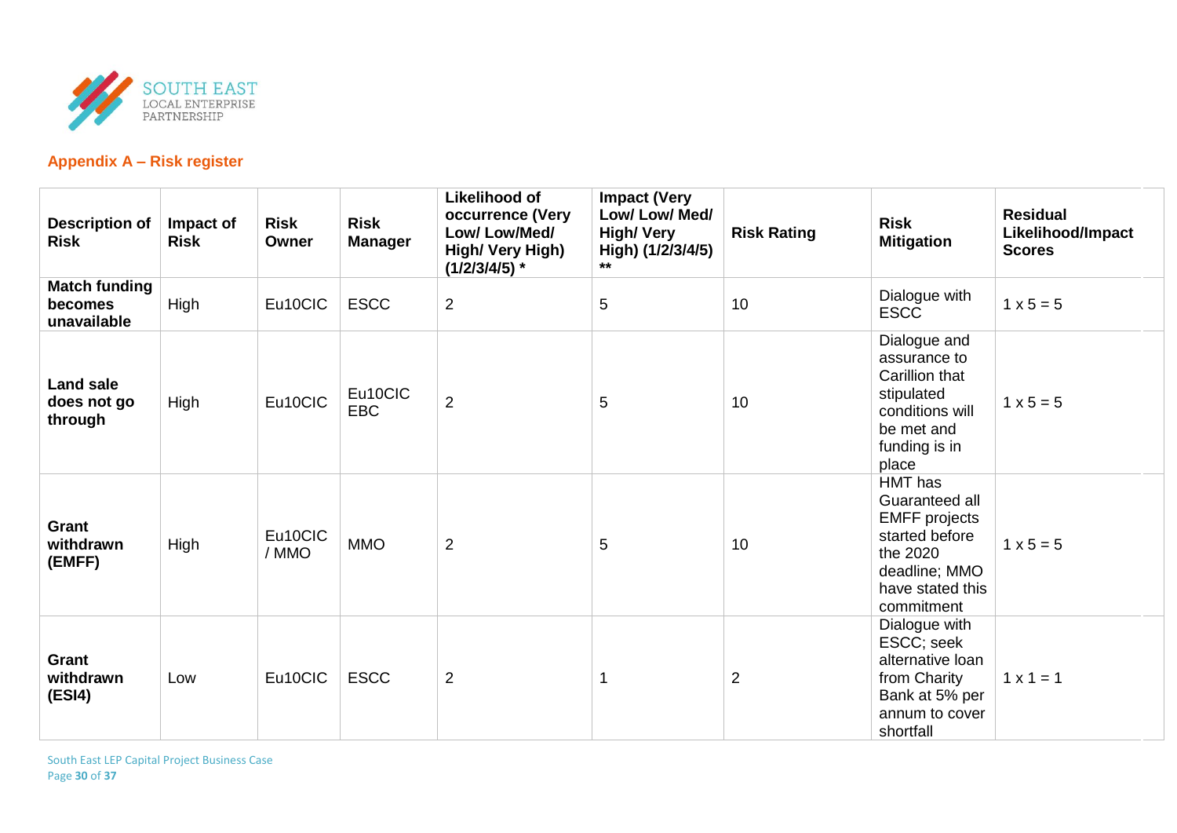## Appendix A – Risk register

| Description of Risk | Impact of Risk | Risk Owner | Risk Manager | Likelihood of occurrence (Very Low/ Low/Med/ High/ Very High) (1/2/3/4/5) * | Impact (Very Low/ Low/ Med/ High/ Very High) (1/2/3/4/5) ** | Risk Rating | Risk Mitigation | Residual Likelihood/Impact Scores |
|---|---|---|---|---|---|---|---|---|
| **Match funding becomes unavailable** | High | Eu10CIC | ESCC | 2 | 5 | 10 | Dialogue with ESCC | 1 x 5 = 5 |
| **Land sale does not go through** | High | Eu10CIC | Eu10CIC EBC | 2 | 5 | 10 | Dialogue and assurance to Carillion that stipulated conditions will be met and funding is in place | 1 x 5 = 5 |
| **Grant withdrawn (EMFF)** | High | Eu10CIC / MMO | MMO | 2 | 5 | 10 | HMT has Guaranteed all EMFF projects started before the 2020 deadline; MMO have stated this commitment | 1 x 5 = 5 |
| **Grant withdrawn (ESI4)** | Low | Eu10CIC | ESCC | 2 | 1 | 2 | Dialogue with ESCC; seek alternative loan from Charity Bank at 5% per annum to cover shortfall | 1 x 1 = 1 |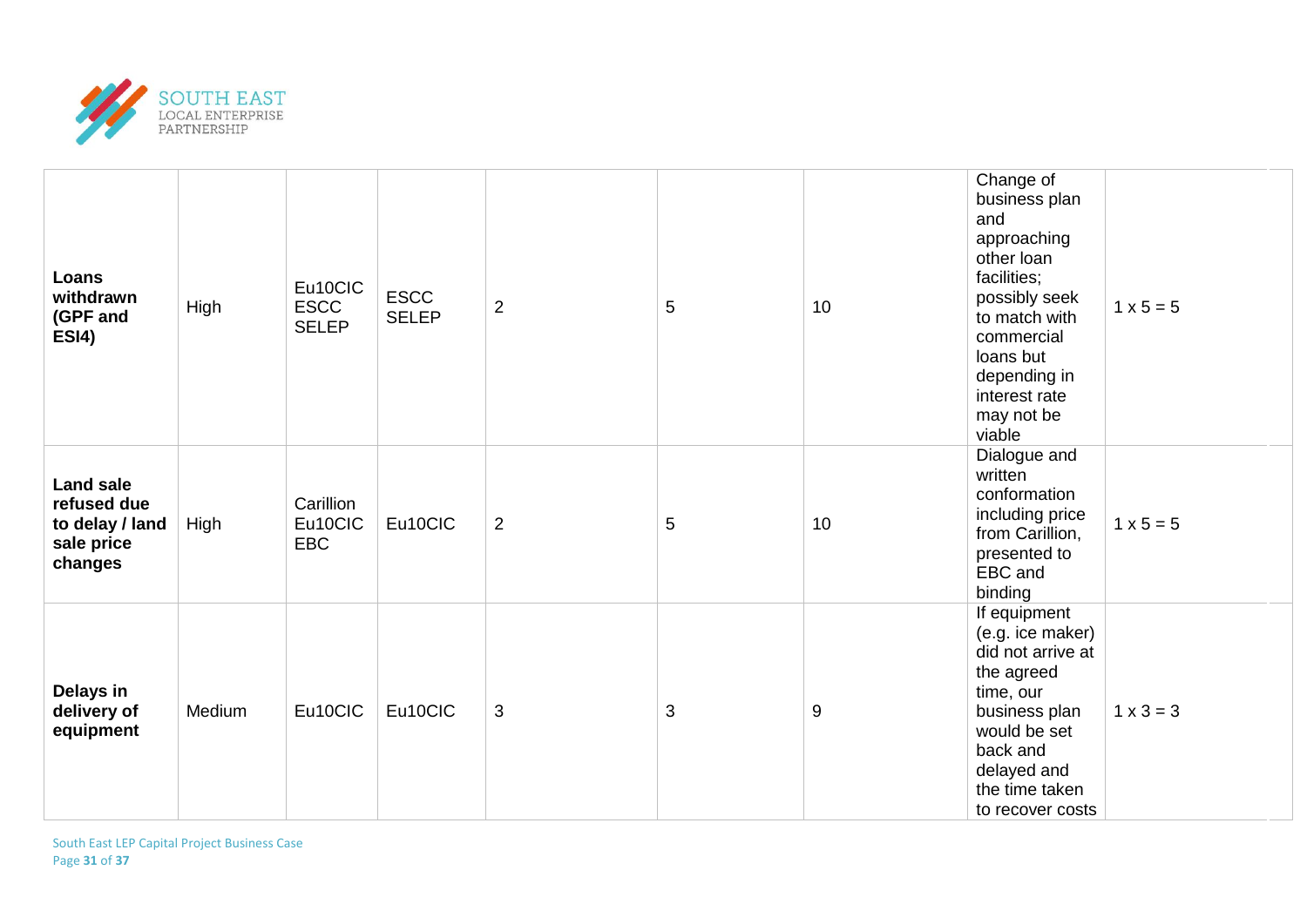| | | | | | | | | |
|---|---|---|---|---|---|---|---|---|
| **Loans withdrawn (GPF and ESI4)** | High | Eu10CIC ESCC SELEP | ESCC SELEP | 2 | 5 | 10 | Change of business plan and approaching other loan facilities; possibly seek to match with commercial loans but depending in interest rate may not be viable | 1 x 5 = 5 |
| **Land sale refused due to delay / land sale price changes** | High | Carillion Eu10CIC EBC | Eu10CIC | 2 | 5 | 10 | Dialogue and written conformation including price from Carillion, presented to EBC and binding | 1 x 5 = 5 |
| **Delays in delivery of equipment** | Medium | Eu10CIC | Eu10CIC | 3 | 3 | 9 | If equipment (e.g. ice maker) did not arrive at the agreed time, our business plan would be set back and delayed and the time taken to recover costs | 1 x 3 = 3 |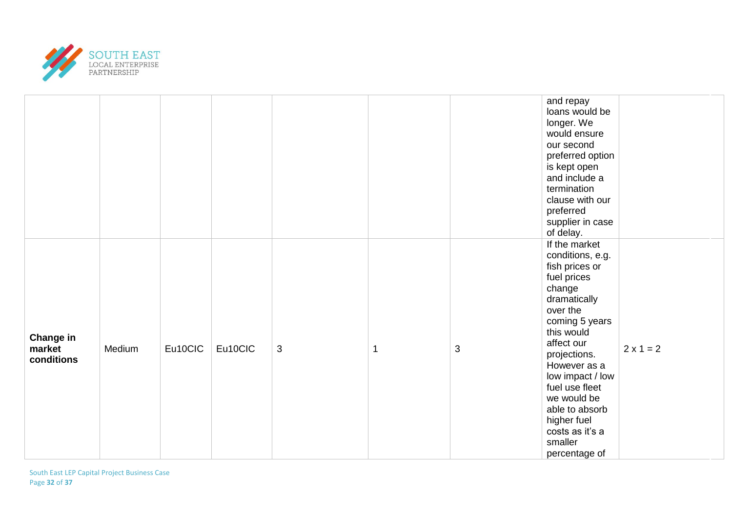| | | | | | | | | |
|---|---|---|---|---|---|---|---|---|
| | | | | | | | and repay loans would be longer. We would ensure our second preferred option is kept open and include a termination clause with our preferred supplier in case of delay. | |
| **Change in market conditions** | Medium | Eu10CIC | Eu10CIC | 3 | 1 | 3 | If the market conditions, e.g. fish prices or fuel prices change dramatically over the coming 5 years this would affect our projections. However as a low impact / low fuel use fleet we would be able to absorb higher fuel costs as it's a smaller percentage of | 2 x 1 = 2 |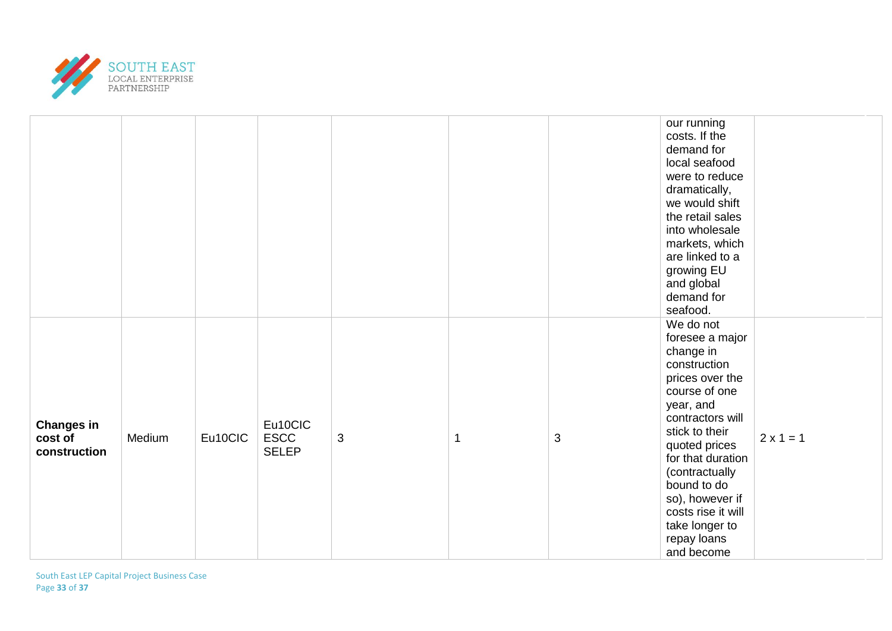| | | | | | | | | |
|---|---|---|---|---|---|---|---|---|
| | | | | | | | our running costs. If the demand for local seafood were to reduce dramatically, we would shift the retail sales into wholesale markets, which are linked to a growing EU and global demand for seafood. | |
| **Changes in cost of construction** | Medium | Eu10CIC | Eu10CIC ESCC SELEP | 3 | 1 | 3 | We do not foresee a major change in construction prices over the course of one year, and contractors will stick to their quoted prices for that duration (contractually bound to do so), however if costs rise it will take longer to repay loans and become | 2 x 1 = 1 |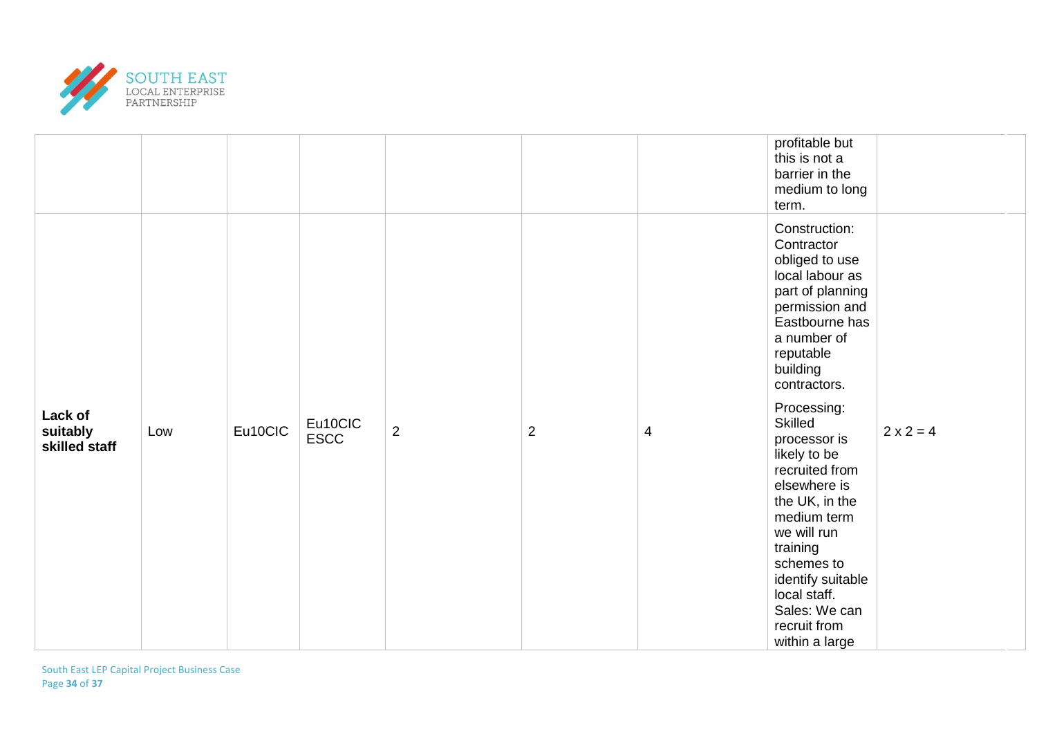|  |  |  |  |  |  |  | profitable but this is not a barrier in the medium to long term. |  |
|---|---|---|---|---|---|---|---|---|
| **Lack of suitably skilled staff** | Low | Eu10CIC | Eu10CIC ESCC | 2 | 2 | 4 | Construction: Contractor obliged to use local labour as part of planning permission and Eastbourne has a number of reputable building contractors.<br><br>Processing: Skilled processor is likely to be recruited from elsewhere is the UK, in the medium term we will run training schemes to identify suitable local staff. Sales: We can recruit from within a large | 2 x 2 = 4 |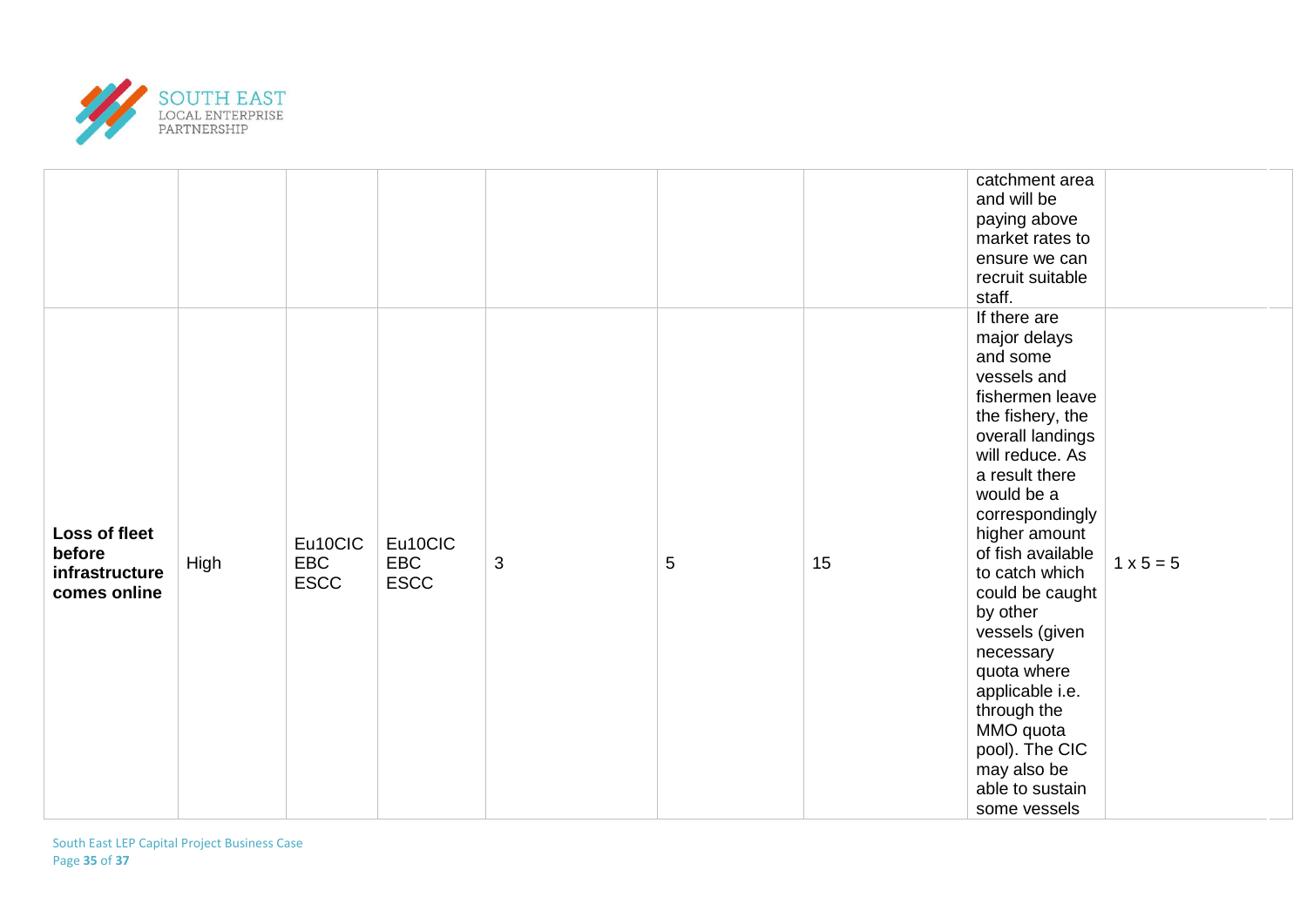|  |  |  |  |  |  |  |  |  |
|---|---|---|---|---|---|---|---|---|
|  |  |  |  |  |  |  | catchment area and will be paying above market rates to ensure we can recruit suitable staff. |  |
| **Loss of fleet before infrastructure comes online** | High | Eu10CIC EBC ESCC | Eu10CIC EBC ESCC | 3 | 5 | 15 | If there are major delays and some vessels and fishermen leave the fishery, the overall landings will reduce. As a result there would be a correspondingly higher amount of fish available to catch which could be caught by other vessels (given necessary quota where applicable i.e. through the MMO quota pool). The CIC may also be able to sustain some vessels | 1 x 5 = 5 |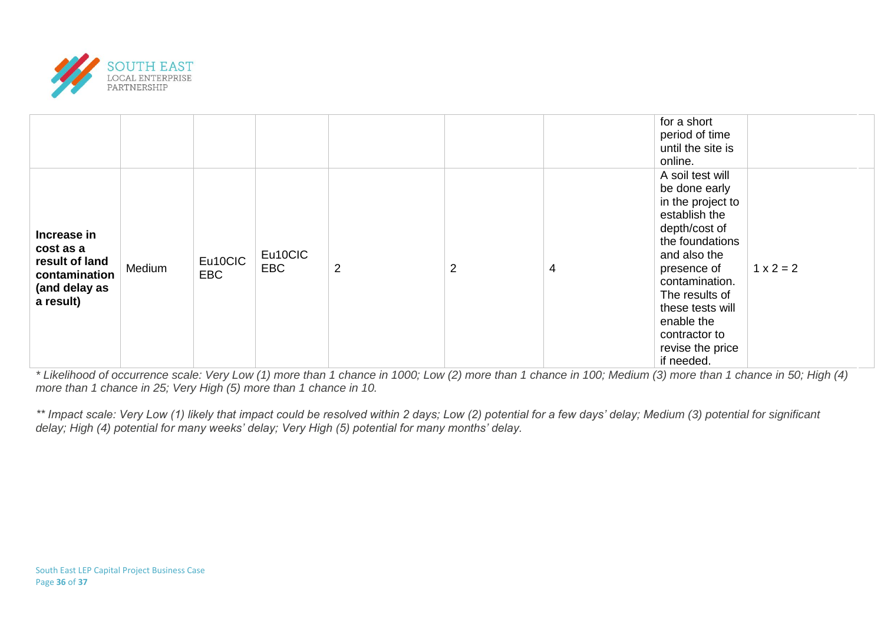| | | | | | | | | |
|---|---|---|---|---|---|---|---|---|
| | | | | | | | for a short period of time until the site is online. | |
| **Increase in cost as a result of land contamination (and delay as a result)** | Medium | Eu10CIC EBC | Eu10CIC EBC | 2 | 2 | 4 | A soil test will be done early in the project to establish the depth/cost of the foundations and also the presence of contamination. The results of these tests will enable the contractor to revise the price if needed. | 1 x 2 = 2 |

*\* Likelihood of occurrence scale: Very Low (1) more than 1 chance in 1000; Low (2) more than 1 chance in 100; Medium (3) more than 1 chance in 50; High (4) more than 1 chance in 25; Very High (5) more than 1 chance in 10.*

*\*\* Impact scale: Very Low (1) likely that impact could be resolved within 2 days; Low (2) potential for a few days' delay; Medium (3) potential for significant delay; High (4) potential for many weeks' delay; Very High (5) potential for many months' delay.*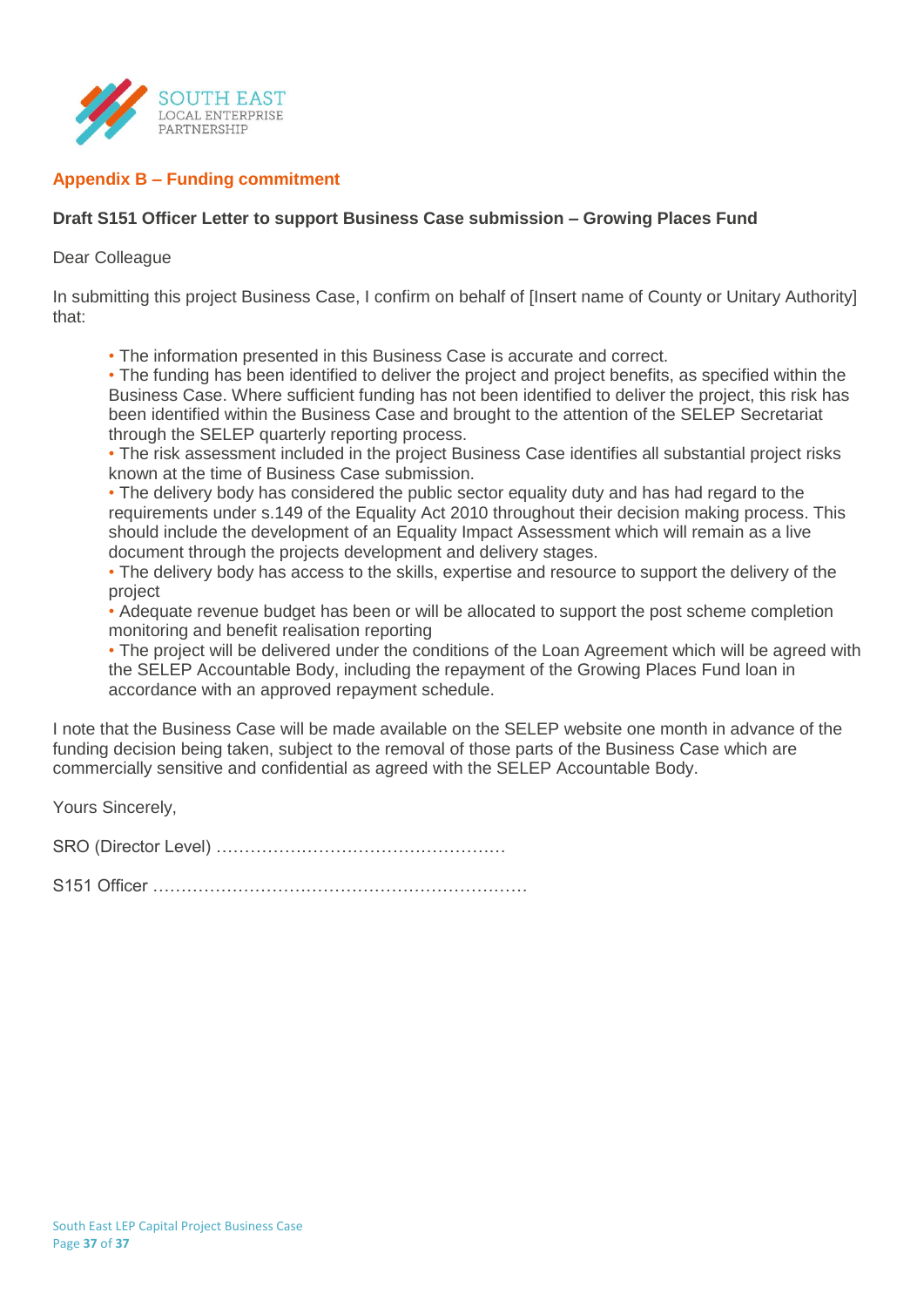## Appendix B – Funding commitment

**Draft S151 Officer Letter to support Business Case submission – Growing Places Fund**

Dear Colleague

In submitting this project Business Case, I confirm on behalf of [Insert name of County or Unitary Authority] that:

- The information presented in this Business Case is accurate and correct.
- The funding has been identified to deliver the project and project benefits, as specified within the Business Case. Where sufficient funding has not been identified to deliver the project, this risk has been identified within the Business Case and brought to the attention of the SELEP Secretariat through the SELEP quarterly reporting process.
- The risk assessment included in the project Business Case identifies all substantial project risks known at the time of Business Case submission.
- The delivery body has considered the public sector equality duty and has had regard to the requirements under s.149 of the Equality Act 2010 throughout their decision making process. This should include the development of an Equality Impact Assessment which will remain as a live document through the projects development and delivery stages.
- The delivery body has access to the skills, expertise and resource to support the delivery of the project
- Adequate revenue budget has been or will be allocated to support the post scheme completion monitoring and benefit realisation reporting
- The project will be delivered under the conditions of the Loan Agreement which will be agreed with the SELEP Accountable Body, including the repayment of the Growing Places Fund loan in accordance with an approved repayment schedule.

I note that the Business Case will be made available on the SELEP website one month in advance of the funding decision being taken, subject to the removal of those parts of the Business Case which are commercially sensitive and confidential as agreed with the SELEP Accountable Body.

Yours Sincerely,

SRO (Director Level) ……………………………………………

S151 Officer …………………………………………………………